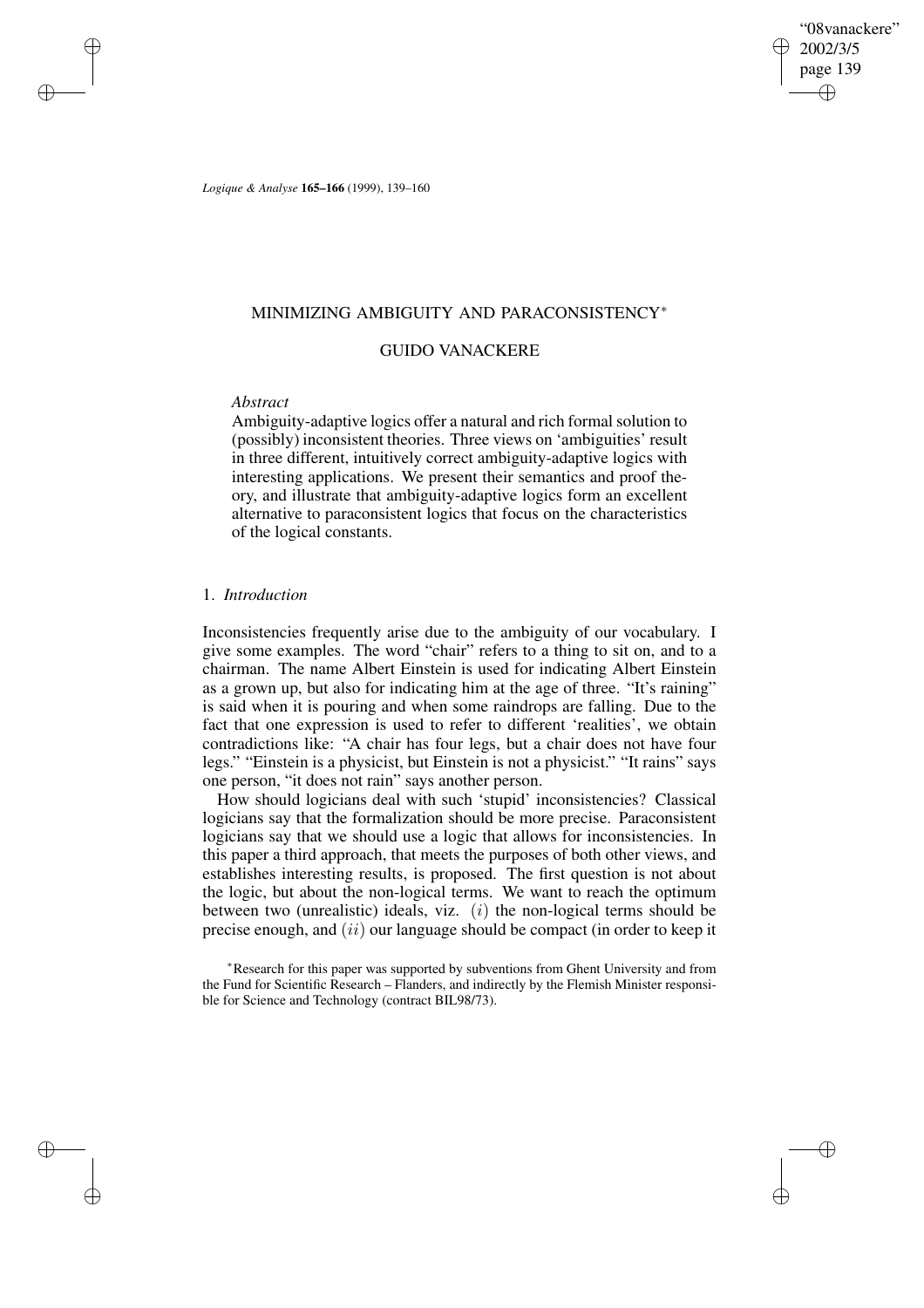# MINIMIZING AMBIGUITY AND PARACONSISTENCY[*]

## GUIDO VANACKERE

*Abstract*

Ambiguity-adaptive logics offer a natural and rich formal solution to (possibly) inconsistent theories. Three views on 'ambiguities' result in three different, intuitively correct ambiguity-adaptive logics with interesting applications. We present their semantics and proof theory, and illustrate that ambiguity-adaptive logics form an excellent alternative to paraconsistent logics that focus on the characteristics of the logical constants.

## 1. *Introduction*

Inconsistencies frequently arise due to the ambiguity of our vocabulary. I give some examples. The word "chair" refers to a thing to sit on, and to a chairman. The name Albert Einstein is used for indicating Albert Einstein as a grown up, but also for indicating him at the age of three. "It's raining" is said when it is pouring and when some raindrops are falling. Due to the fact that one expression is used to refer to different 'realities', we obtain contradictions like: "A chair has four legs, but a chair does not have four legs." "Einstein is a physicist, but Einstein is not a physicist." "It rains" says one person, "it does not rain" says another person.

How should logicians deal with such 'stupid' inconsistencies? Classical logicians say that the formalization should be more precise. Paraconsistent logicians say that we should use a logic that allows for inconsistencies. In this paper a third approach, that meets the purposes of both other views, and establishes interesting results, is proposed. The first question is not about the logic, but about the non-logical terms. We want to reach the optimum between two (unrealistic) ideals, viz. $(i)$ the non-logical terms should be precise enough, and $(ii)$ our language should be compact (in order to keep it

[*] Research for this paper was supported by subventions from Ghent University and from the Fund for Scientific Research – Flanders, and indirectly by the Flemish Minister responsible for Science and Technology (contract BIL98/73).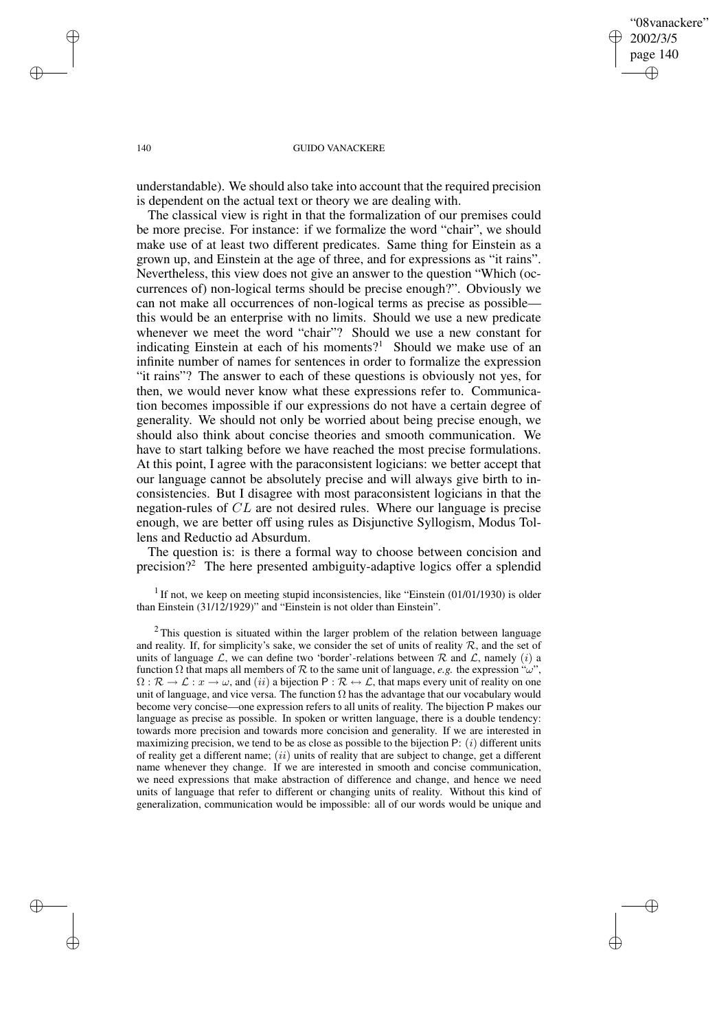understandable). We should also take into account that the required precision is dependent on the actual text or theory we are dealing with.

The classical view is right in that the formalization of our premises could be more precise. For instance: if we formalize the word "chair", we should make use of at least two different predicates. Same thing for Einstein as a grown up, and Einstein at the age of three, and for expressions as "it rains". Nevertheless, this view does not give an answer to the question "Which (occurrences of) non-logical terms should be precise enough?". Obviously we can not make all occurrences of non-logical terms as precise as possible—this would be an enterprise with no limits. Should we use a new predicate whenever we meet the word "chair"? Should we use a new constant for indicating Einstein at each of his moments?[1] Should we make use of an infinite number of names for sentences in order to formalize the expression "it rains"? The answer to each of these questions is obviously not yes, for then, we would never know what these expressions refer to. Communication becomes impossible if our expressions do not have a certain degree of generality. We should not only be worried about being precise enough, we should also think about concise theories and smooth communication. We have to start talking before we have reached the most precise formulations. At this point, I agree with the paraconsistent logicians: we better accept that our language cannot be absolutely precise and will always give birth to inconsistencies. But I disagree with most paraconsistent logicians in that the negation-rules of $CL$ are not desired rules. Where our language is precise enough, we are better off using rules as Disjunctive Syllogism, Modus Tollens and Reductio ad Absurdum.

The question is: is there a formal way to choose between concision and precision?[2] The here presented ambiguity-adaptive logics offer a splendid

[1] If not, we keep on meeting stupid inconsistencies, like "Einstein (01/01/1930) is older than Einstein (31/12/1929)" and "Einstein is not older than Einstein".

[2] This question is situated within the larger problem of the relation between language and reality. If, for simplicity's sake, we consider the set of units of reality $\mathcal{R}$, and the set of units of language $\mathcal{L}$, we can define two 'border'-relations between $\mathcal{R}$ and $\mathcal{L}$, namely $(i)$ a function $\Omega$ that maps all members of $\mathcal{R}$ to the same unit of language, *e.g.* the expression "$\omega$", $\Omega : \mathcal{R} \rightarrow \mathcal{L} : x \rightarrow \omega$, and $(ii)$ a bijection $\mathsf{P} : \mathcal{R} \leftrightarrow \mathcal{L}$, that maps every unit of reality on one unit of language, and vice versa. The function $\Omega$ has the advantage that our vocabulary would become very concise—one expression refers to all units of reality. The bijection $\mathsf{P}$ makes our language as precise as possible. In spoken or written language, there is a double tendency: towards more precision and towards more concision and generality. If we are interested in maximizing precision, we tend to be as close as possible to the bijection $\mathsf{P}$: $(i)$ different units of reality get a different name; $(ii)$ units of reality that are subject to change, get a different name whenever they change. If we are interested in smooth and concise communication, we need expressions that make abstraction of difference and change, and hence we need units of language that refer to different or changing units of reality. Without this kind of generalization, communication would be impossible: all of our words would be unique and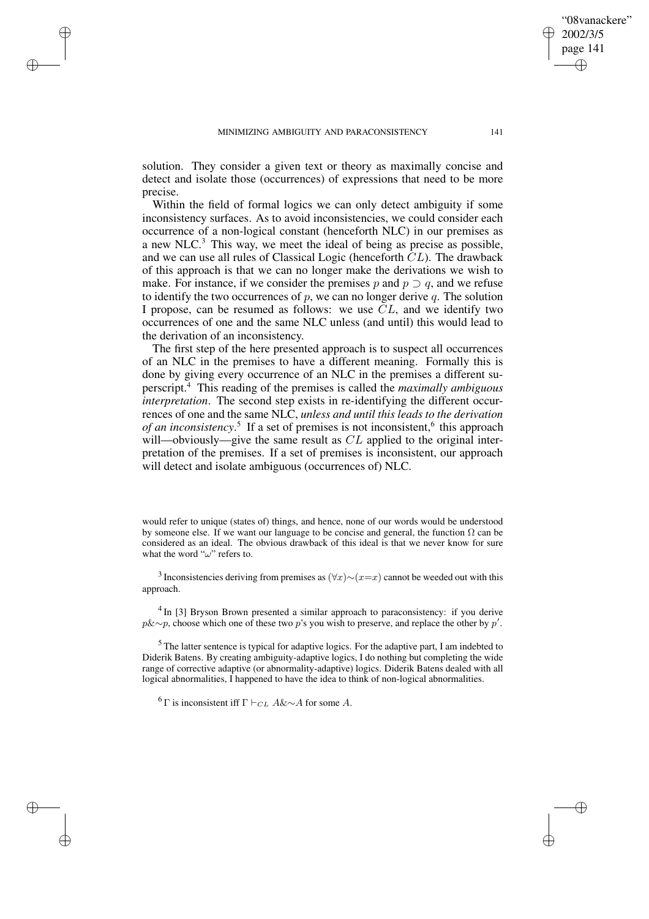solution. They consider a given text or theory as maximally concise and detect and isolate those (occurrences) of expressions that need to be more precise.

Within the field of formal logics we can only detect ambiguity if some inconsistency surfaces. As to avoid inconsistencies, we could consider each occurrence of a non-logical constant (henceforth NLC) in our premises as a new NLC.[3] This way, we meet the ideal of being as precise as possible, and we can use all rules of Classical Logic (henceforth $CL$). The drawback of this approach is that we can no longer make the derivations we wish to make. For instance, if we consider the premises $p$ and $p \supset q$, and we refuse to identify the two occurrences of $p$, we can no longer derive $q$. The solution I propose, can be resumed as follows: we use $CL$, and we identify two occurrences of one and the same NLC unless (and until) this would lead to the derivation of an inconsistency.

The first step of the here presented approach is to suspect all occurrences of an NLC in the premises to have a different meaning. Formally this is done by giving every occurrence of an NLC in the premises a different superscript.[4] This reading of the premises is called the *maximally ambiguous interpretation*. The second step exists in re-identifying the different occurrences of one and the same NLC, *unless and until this leads to the derivation of an inconsistency*.[5] If a set of premises is not inconsistent,[6] this approach will—obviously—give the same result as $CL$ applied to the original interpretation of the premises. If a set of premises is inconsistent, our approach will detect and isolate ambiguous (occurrences of) NLC.

---

would refer to unique (states of) things, and hence, none of our words would be understood by someone else. If we want our language to be concise and general, the function $\Omega$ can be considered as an ideal. The obvious drawback of this ideal is that we never know for sure what the word "$\omega$" refers to.

[3] Inconsistencies deriving from premises as $(\forall x){\sim}(x{=}x)$ cannot be weeded out with this approach.

[4] In [3] Bryson Brown presented a similar approach to paraconsistency: if you derive $p\&{\sim}p$, choose which one of these two $p$'s you wish to preserve, and replace the other by $p'$.

[5] The latter sentence is typical for adaptive logics. For the adaptive part, I am indebted to Diderik Batens. By creating ambiguity-adaptive logics, I do nothing but completing the wide range of corrective adaptive (or abnormality-adaptive) logics. Diderik Batens dealed with all logical abnormalities, I happened to have the idea to think of non-logical abnormalities.

[6] $\Gamma$ is inconsistent iff $\Gamma \vdash_{CL} A\&{\sim}A$ for some $A$.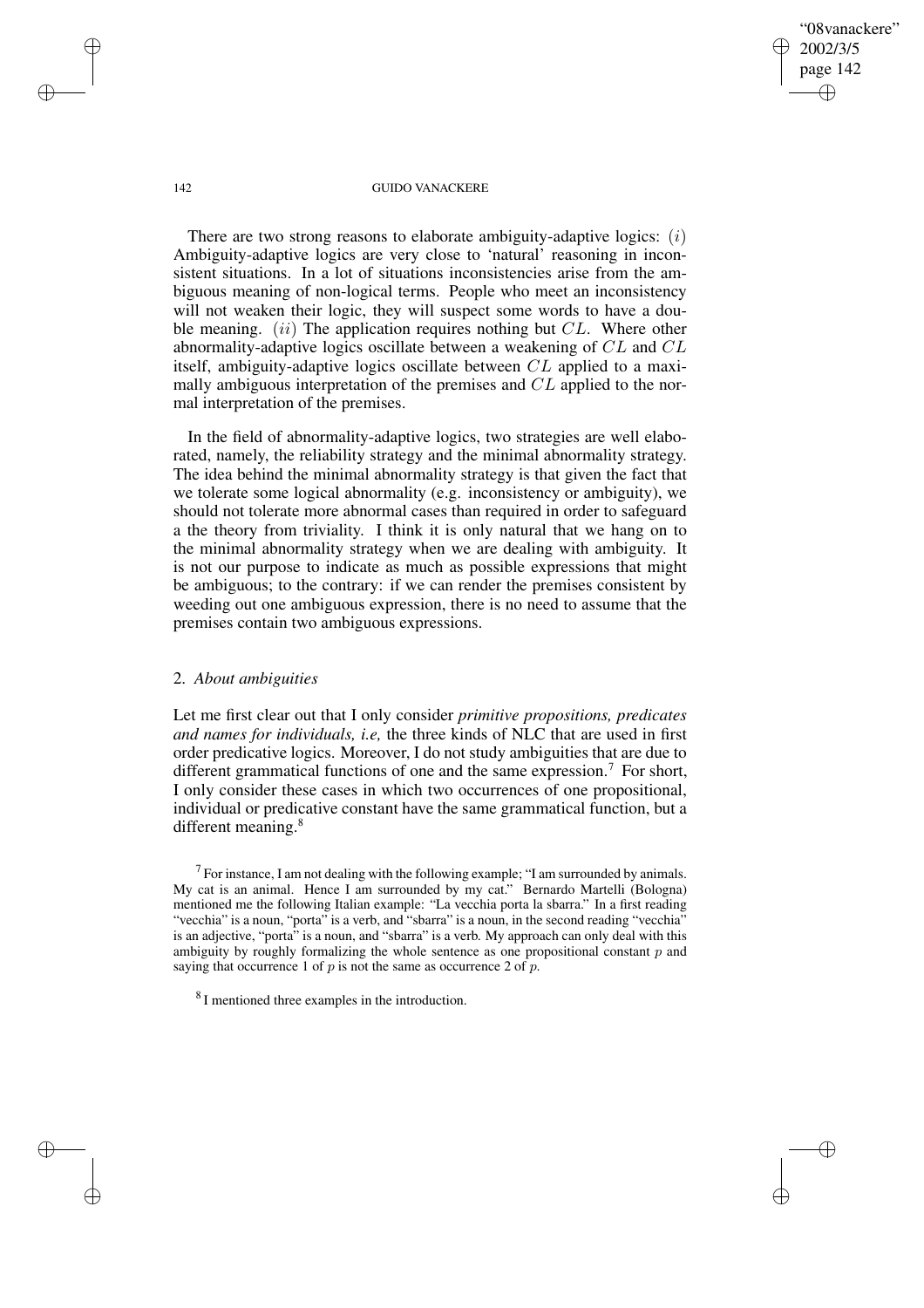There are two strong reasons to elaborate ambiguity-adaptive logics: $(i)$ Ambiguity-adaptive logics are very close to 'natural' reasoning in inconsistent situations. In a lot of situations inconsistencies arise from the ambiguous meaning of non-logical terms. People who meet an inconsistency will not weaken their logic, they will suspect some words to have a double meaning. $(ii)$ The application requires nothing but $CL$. Where other abnormality-adaptive logics oscillate between a weakening of $CL$ and $CL$ itself, ambiguity-adaptive logics oscillate between $CL$ applied to a maximally ambiguous interpretation of the premises and $CL$ applied to the normal interpretation of the premises.

In the field of abnormality-adaptive logics, two strategies are well elaborated, namely, the reliability strategy and the minimal abnormality strategy. The idea behind the minimal abnormality strategy is that given the fact that we tolerate some logical abnormality (e.g. inconsistency or ambiguity), we should not tolerate more abnormal cases than required in order to safeguard a the theory from triviality. I think it is only natural that we hang on to the minimal abnormality strategy when we are dealing with ambiguity. It is not our purpose to indicate as much as possible expressions that might be ambiguous; to the contrary: if we can render the premises consistent by weeding out one ambiguous expression, there is no need to assume that the premises contain two ambiguous expressions.

## 2. *About ambiguities*

Let me first clear out that I only consider *primitive propositions, predicates and names for individuals, i.e,* the three kinds of NLC that are used in first order predicative logics. Moreover, I do not study ambiguities that are due to different grammatical functions of one and the same expression.[7] For short, I only consider these cases in which two occurrences of one propositional, individual or predicative constant have the same grammatical function, but a different meaning.[8]

[7] For instance, I am not dealing with the following example; "I am surrounded by animals. My cat is an animal. Hence I am surrounded by my cat." Bernardo Martelli (Bologna) mentioned me the following Italian example: "La vecchia porta la sbarra." In a first reading "vecchia" is a noun, "porta" is a verb, and "sbarra" is a noun, in the second reading "vecchia" is an adjective, "porta" is a noun, and "sbarra" is a verb. My approach can only deal with this ambiguity by roughly formalizing the whole sentence as one propositional constant $p$ and saying that occurrence 1 of $p$ is not the same as occurrence 2 of $p$.

[8] I mentioned three examples in the introduction.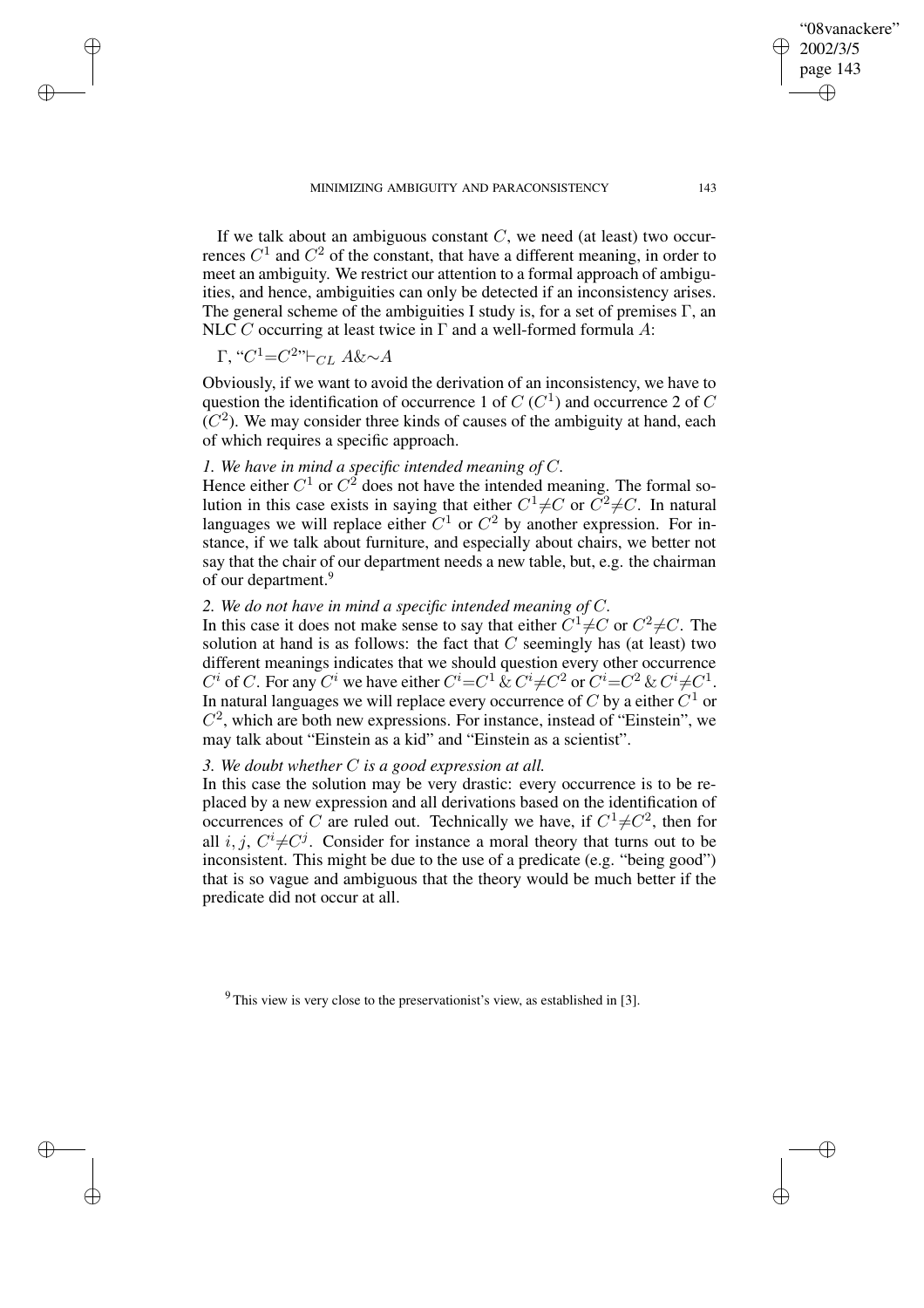If we talk about an ambiguous constant $C$, we need (at least) two occurrences $C^1$ and $C^2$ of the constant, that have a different meaning, in order to meet an ambiguity. We restrict our attention to a formal approach of ambiguities, and hence, ambiguities can only be detected if an inconsistency arises. The general scheme of the ambiguities I study is, for a set of premises $\Gamma$, an NLC $C$ occurring at least twice in $\Gamma$ and a well-formed formula $A$:

$\Gamma$, "$C^1{=}C^2$"$\vdash_{CL}$ $A\&{\sim}A$

Obviously, if we want to avoid the derivation of an inconsistency, we have to question the identification of occurrence 1 of $C$ ($C^1$) and occurrence 2 of $C$ ($C^2$). We may consider three kinds of causes of the ambiguity at hand, each of which requires a specific approach.

*1. We have in mind a specific intended meaning of $C$.*
Hence either $C^1$ or $C^2$ does not have the intended meaning. The formal solution in this case exists in saying that either $C^1{\neq}C$ or $C^2{\neq}C$. In natural languages we will replace either $C^1$ or $C^2$ by another expression. For instance, if we talk about furniture, and especially about chairs, we better not say that the chair of our department needs a new table, but, e.g. the chairman of our department.[9]

*2. We do not have in mind a specific intended meaning of $C$.*
In this case it does not make sense to say that either $C^1{\neq}C$ or $C^2{\neq}C$. The solution at hand is as follows: the fact that $C$ seemingly has (at least) two different meanings indicates that we should question every other occurrence $C^i$ of $C$. For any $C^i$ we have either $C^i{=}C^1$ & $C^i{\neq}C^2$ or $C^i{=}C^2$ & $C^i{\neq}C^1$. In natural languages we will replace every occurrence of $C$ by a either $C^1$ or $C^2$, which are both new expressions. For instance, instead of "Einstein", we may talk about "Einstein as a kid" and "Einstein as a scientist".

*3. We doubt whether $C$ is a good expression at all.*
In this case the solution may be very drastic: every occurrence is to be replaced by a new expression and all derivations based on the identification of occurrences of $C$ are ruled out. Technically we have, if $C^1{\neq}C^2$, then for all $i, j$, $C^i{\neq}C^j$. Consider for instance a moral theory that turns out to be inconsistent. This might be due to the use of a predicate (e.g. "being good") that is so vague and ambiguous that the theory would be much better if the predicate did not occur at all.

[9] This view is very close to the preservationist's view, as established in [3].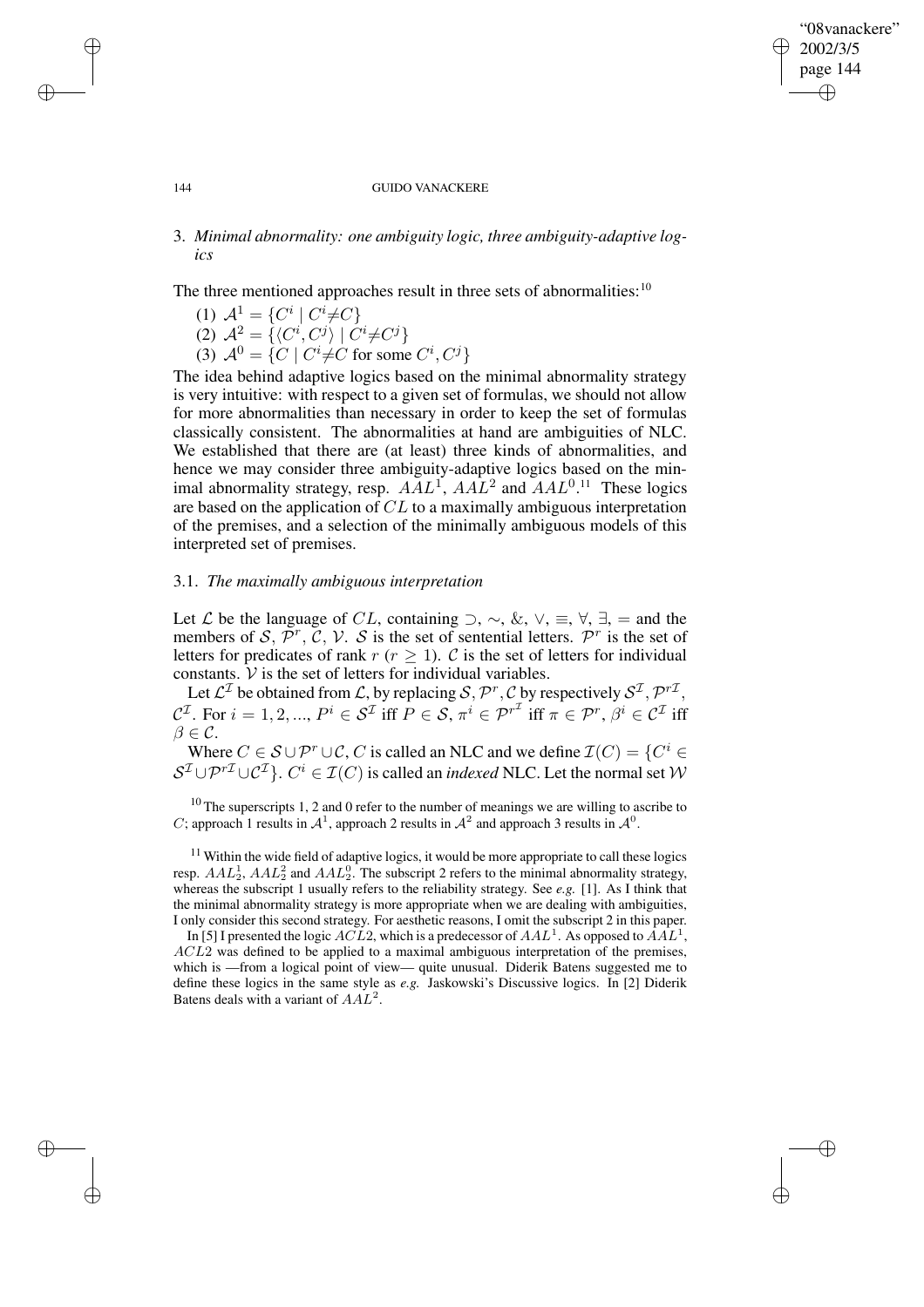## 3. *Minimal abnormality: one ambiguity logic, three ambiguity-adaptive logics*

The three mentioned approaches result in three sets of abnormalities:[10]

(1) $\mathcal{A}^1 = \{C^i \mid C^i \neq C\}$

(2) $\mathcal{A}^2 = \{\langle C^i, C^j \rangle \mid C^i \neq C^j\}$

(3) $\mathcal{A}^0 = \{C \mid C^i \neq C \text{ for some } C^i, C^j\}$

The idea behind adaptive logics based on the minimal abnormality strategy is very intuitive: with respect to a given set of formulas, we should not allow for more abnormalities than necessary in order to keep the set of formulas classically consistent. The abnormalities at hand are ambiguities of NLC. We established that there are (at least) three kinds of abnormalities, and hence we may consider three ambiguity-adaptive logics based on the minimal abnormality strategy, resp. $AAL^1$, $AAL^2$ and $AAL^0$.[11] These logics are based on the application of $CL$ to a maximally ambiguous interpretation of the premises, and a selection of the minimally ambiguous models of this interpreted set of premises.

### 3.1. *The maximally ambiguous interpretation*

Let $\mathcal{L}$ be the language of $CL$, containing $\supset$, $\sim$, $\&$, $\vee$, $\equiv$, $\forall$, $\exists$, $=$ and the members of $\mathcal{S}$, $\mathcal{P}^r$, $\mathcal{C}$, $\mathcal{V}$. $\mathcal{S}$ is the set of sentential letters. $\mathcal{P}^r$ is the set of letters for predicates of rank $r$ ($r \geq 1$). $\mathcal{C}$ is the set of letters for individual constants. $\mathcal{V}$ is the set of letters for individual variables.

Let $\mathcal{L}^{\mathcal{I}}$ be obtained from $\mathcal{L}$, by replacing $\mathcal{S}, \mathcal{P}^r, \mathcal{C}$ by respectively $\mathcal{S}^{\mathcal{I}}, \mathcal{P}^{r\mathcal{I}}$, $\mathcal{C}^{\mathcal{I}}$. For $i = 1, 2, ...,$ $P^i \in \mathcal{S}^{\mathcal{I}}$ iff $P \in \mathcal{S}$, $\pi^i \in \mathcal{P}^{r^{\mathcal{I}}}$ iff $\pi \in \mathcal{P}^r$, $\beta^i \in \mathcal{C}^{\mathcal{I}}$ iff $\beta \in \mathcal{C}$.

Where $C \in \mathcal{S} \cup \mathcal{P}^r \cup \mathcal{C}$, $C$ is called an NLC and we define $\mathcal{I}(C) = \{C^i \in \mathcal{S}^{\mathcal{I}} \cup \mathcal{P}^{r\mathcal{I}} \cup \mathcal{C}^{\mathcal{I}}\}$. $C^i \in \mathcal{I}(C)$ is called an *indexed* NLC. Let the normal set $\mathcal{W}$

[10] The superscripts 1, 2 and 0 refer to the number of meanings we are willing to ascribe to $C$; approach 1 results in $\mathcal{A}^1$, approach 2 results in $\mathcal{A}^2$ and approach 3 results in $\mathcal{A}^0$.

[11] Within the wide field of adaptive logics, it would be more appropriate to call these logics resp. $AAL^1_2$, $AAL^2_2$ and $AAL^0_2$. The subscript 2 refers to the minimal abnormality strategy, whereas the subscript 1 usually refers to the reliability strategy. See *e.g.* [1]. As I think that the minimal abnormality strategy is more appropriate when we are dealing with ambiguities, I only consider this second strategy. For aesthetic reasons, I omit the subscript 2 in this paper.

In [5] I presented the logic $ACL2$, which is a predecessor of $AAL^1$. As opposed to $AAL^1$, $ACL2$ was defined to be applied to a maximal ambiguous interpretation of the premises, which is —from a logical point of view— quite unusual. Diderik Batens suggested me to define these logics in the same style as *e.g.* Jaskowski's Discussive logics. In [2] Diderik Batens deals with a variant of $AAL^2$.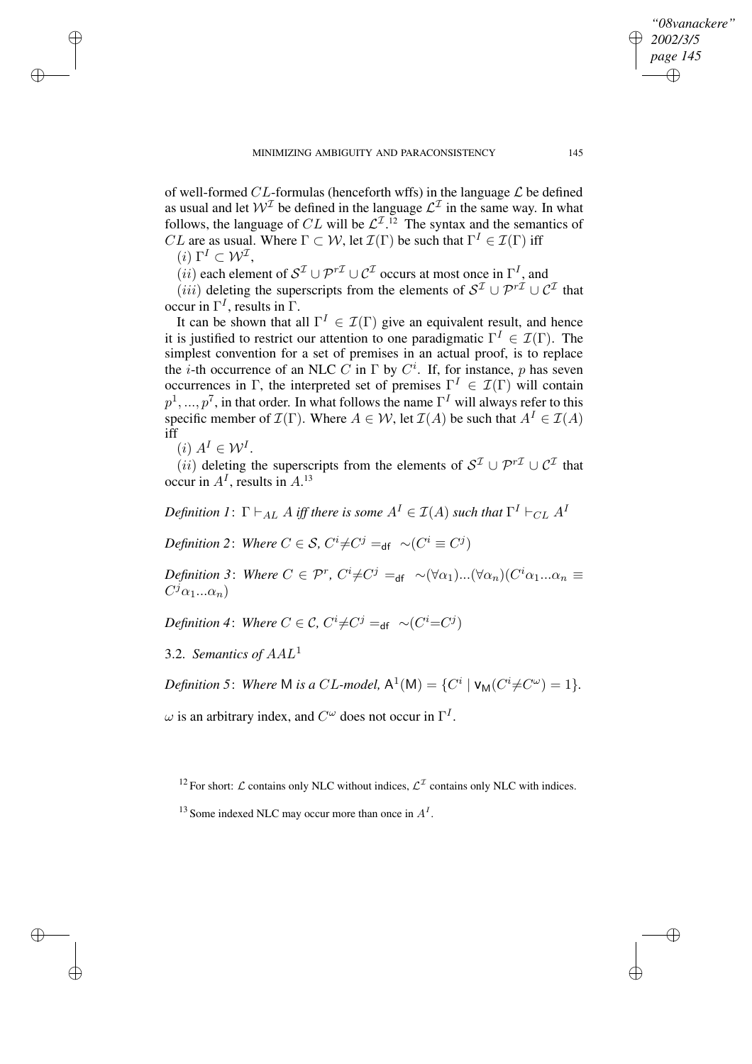of well-formed $CL$-formulas (henceforth wffs) in the language $\mathcal{L}$ be defined as usual and let $\mathcal{W}^{\mathcal{I}}$ be defined in the language $\mathcal{L}^{\mathcal{I}}$ in the same way. In what follows, the language of $CL$ will be $\mathcal{L}^{\mathcal{I}}$.[12] The syntax and the semantics of $CL$ are as usual. Where $\Gamma \subset \mathcal{W}$, let $\mathcal{I}(\Gamma)$ be such that $\Gamma^I \in \mathcal{I}(\Gamma)$ iff

$(i)$ $\Gamma^I \subset \mathcal{W}^{\mathcal{I}}$,

$(ii)$ each element of $\mathcal{S}^{\mathcal{I}} \cup \mathcal{P}^{r\mathcal{I}} \cup \mathcal{C}^{\mathcal{I}}$ occurs at most once in $\Gamma^I$, and

$(iii)$ deleting the superscripts from the elements of $\mathcal{S}^{\mathcal{I}} \cup \mathcal{P}^{r\mathcal{I}} \cup \mathcal{C}^{\mathcal{I}}$ that occur in $\Gamma^I$, results in $\Gamma$.

It can be shown that all $\Gamma^I \in \mathcal{I}(\Gamma)$ give an equivalent result, and hence it is justified to restrict our attention to one paradigmatic $\Gamma^I \in \mathcal{I}(\Gamma)$. The simplest convention for a set of premises in an actual proof, is to replace the $i$-th occurrence of an NLC $C$ in $\Gamma$ by $C^i$. If, for instance, $p$ has seven occurrences in $\Gamma$, the interpreted set of premises $\Gamma^I \in \mathcal{I}(\Gamma)$ will contain $p^1, ..., p^7$, in that order. In what follows the name $\Gamma^I$ will always refer to this specific member of $\mathcal{I}(\Gamma)$. Where $A \in \mathcal{W}$, let $\mathcal{I}(A)$ be such that $A^I \in \mathcal{I}(A)$ iff

$(i)$ $A^I \in \mathcal{W}^I$.

$(ii)$ deleting the superscripts from the elements of $\mathcal{S}^{\mathcal{I}} \cup \mathcal{P}^{r\mathcal{I}} \cup \mathcal{C}^{\mathcal{I}}$ that occur in $A^I$, results in $A$.[13]

*Definition 1*: $\Gamma \vdash_{AL} A$ *iff there is some* $A^I \in \mathcal{I}(A)$ *such that* $\Gamma^I \vdash_{CL} A^I$

*Definition 2*: *Where* $C \in \mathcal{S}$, $C^i \neq C^j =_{\mathsf{df}} \sim(C^i \equiv C^j)$

*Definition 3*: *Where* $C \in \mathcal{P}^r$, $C^i \neq C^j =_{\mathsf{df}} \sim(\forall\alpha_1)...(\forall\alpha_n)(C^i\alpha_1...\alpha_n \equiv C^j\alpha_1...\alpha_n)$

*Definition 4*: *Where* $C \in \mathcal{C}$, $C^i \neq C^j =_{\mathsf{df}} \sim(C^i = C^j)$

### 3.2. *Semantics of* $AAL^1$

*Definition 5*: *Where* $\mathsf{M}$ *is a* $CL$*-model,* $\mathsf{A}^1(\mathsf{M}) = \{C^i \mid \mathsf{v}_\mathsf{M}(C^i \neq C^\omega) = 1\}$.

$\omega$ is an arbitrary index, and $C^\omega$ does not occur in $\Gamma^I$.

[12] For short: $\mathcal{L}$ contains only NLC without indices, $\mathcal{L}^{\mathcal{I}}$ contains only NLC with indices.

[13] Some indexed NLC may occur more than once in $A^I$.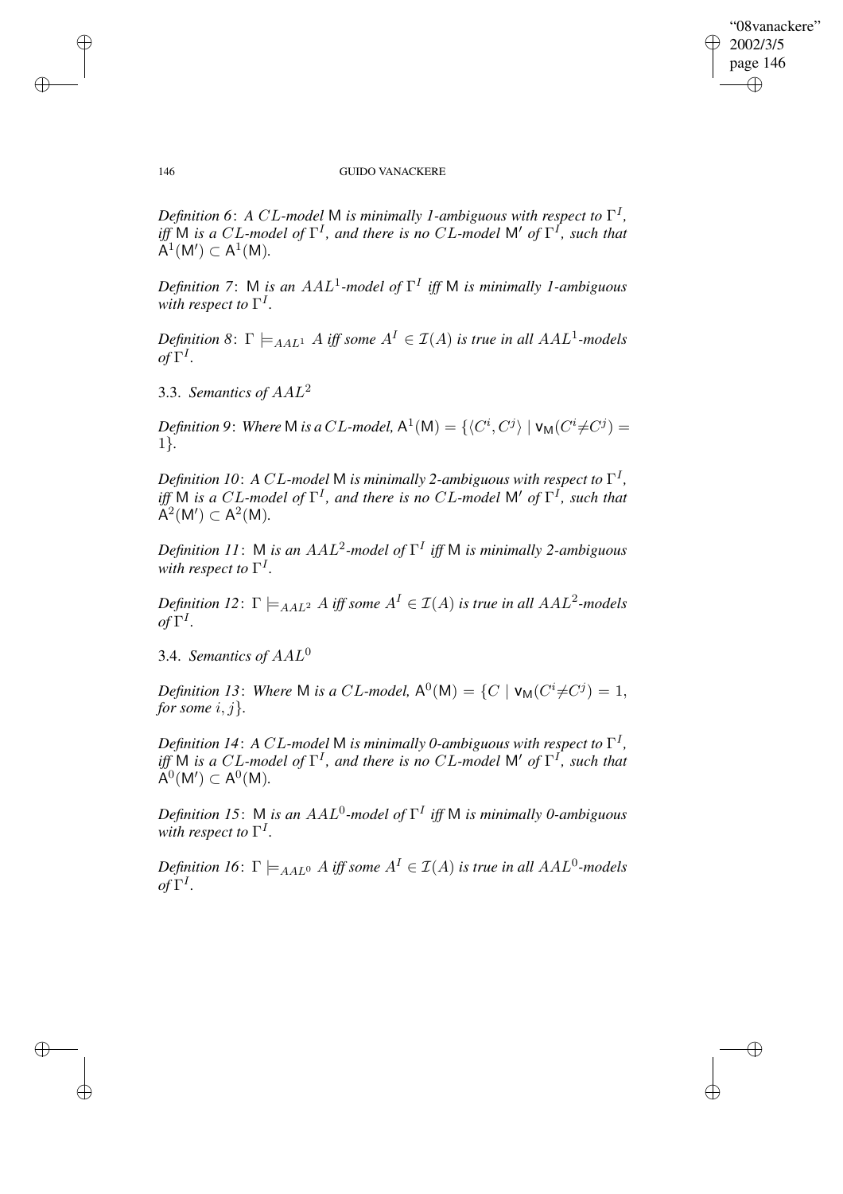*Definition 6*: *A $CL$-model* M *is minimally 1-ambiguous with respect to $\Gamma^I$, iff* M *is a $CL$-model of $\Gamma^I$, and there is no $CL$-model* M′ *of $\Gamma^I$, such that* $\mathsf{A}^1(\mathsf{M}') \subset \mathsf{A}^1(\mathsf{M})$.

*Definition 7*: M *is an $AAL^1$-model of $\Gamma^I$ iff* M *is minimally 1-ambiguous with respect to $\Gamma^I$.*

*Definition 8*: $\Gamma \models_{AAL^1} A$ *iff some $A^I \in \mathcal{I}(A)$ is true in all $AAL^1$-models of $\Gamma^I$.*

### 3.3. *Semantics of $AAL^2$*

*Definition 9*: *Where* M *is a $CL$-model,* $\mathsf{A}^1(\mathsf{M}) = \{\langle C^i, C^j\rangle \mid \mathsf{v}_\mathsf{M}(C^i{\neq}C^j) = 1\}$.

*Definition 10*: *A $CL$-model* M *is minimally 2-ambiguous with respect to $\Gamma^I$, iff* M *is a $CL$-model of $\Gamma^I$, and there is no $CL$-model* M′ *of $\Gamma^I$, such that* $\mathsf{A}^2(\mathsf{M}') \subset \mathsf{A}^2(\mathsf{M})$.

*Definition 11*: M *is an $AAL^2$-model of $\Gamma^I$ iff* M *is minimally 2-ambiguous with respect to $\Gamma^I$.*

*Definition 12*: $\Gamma \models_{AAL^2} A$ *iff some $A^I \in \mathcal{I}(A)$ is true in all $AAL^2$-models of $\Gamma^I$.*

### 3.4. *Semantics of $AAL^0$*

*Definition 13*: *Where* M *is a $CL$-model,* $\mathsf{A}^0(\mathsf{M}) = \{C \mid \mathsf{v}_\mathsf{M}(C^i{\neq}C^j) = 1$, *for some $i, j$*$\}$.

*Definition 14*: *A $CL$-model* M *is minimally 0-ambiguous with respect to $\Gamma^I$, iff* M *is a $CL$-model of $\Gamma^I$, and there is no $CL$-model* M′ *of $\Gamma^I$, such that* $\mathsf{A}^0(\mathsf{M}') \subset \mathsf{A}^0(\mathsf{M})$.

*Definition 15*: M *is an $AAL^0$-model of $\Gamma^I$ iff* M *is minimally 0-ambiguous with respect to $\Gamma^I$.*

*Definition 16*: $\Gamma \models_{AAL^0} A$ *iff some $A^I \in \mathcal{I}(A)$ is true in all $AAL^0$-models of $\Gamma^I$.*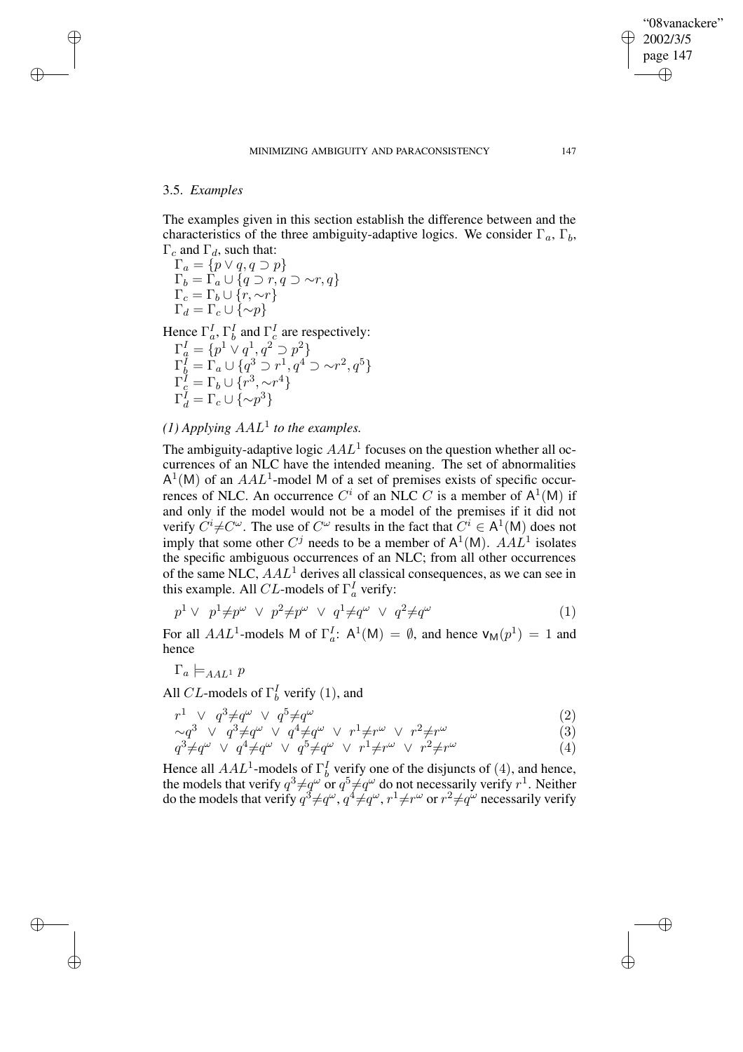### 3.5. *Examples*

The examples given in this section establish the difference between and the characteristics of the three ambiguity-adaptive logics. We consider $\Gamma_a$, $\Gamma_b$, $\Gamma_c$ and $\Gamma_d$, such that:

$\Gamma_a = \{p \vee q, q \supset p\}$
$\Gamma_b = \Gamma_a \cup \{q \supset r, q \supset \sim r, q\}$
$\Gamma_c = \Gamma_b \cup \{r, \sim r\}$
$\Gamma_d = \Gamma_c \cup \{\sim p\}$

Hence $\Gamma_a^I$, $\Gamma_b^I$ and $\Gamma_c^I$ are respectively:

$\Gamma_a^I = \{p^1 \vee q^1, q^2 \supset p^2\}$
$\Gamma_b^I = \Gamma_a \cup \{q^3 \supset r^1, q^4 \supset \sim r^2, q^5\}$
$\Gamma_c^I = \Gamma_b \cup \{r^3, \sim r^4\}$
$\Gamma_d^I = \Gamma_c \cup \{\sim p^3\}$

*(1) Applying $AAL^1$ to the examples.*

The ambiguity-adaptive logic $AAL^1$ focuses on the question whether all occurrences of an NLC have the intended meaning. The set of abnormalities $\mathsf{A}^1(\mathsf{M})$ of an $AAL^1$-model $\mathsf{M}$ of a set of premises exists of specific occurrences of NLC. An occurrence $C^i$ of an NLC $C$ is a member of $\mathsf{A}^1(\mathsf{M})$ if and only if the model would not be a model of the premises if it did not verify $C^i \neq C^\omega$. The use of $C^\omega$ results in the fact that $C^i \in \mathsf{A}^1(\mathsf{M})$ does not imply that some other $C^j$ needs to be a member of $\mathsf{A}^1(\mathsf{M})$. $AAL^1$ isolates the specific ambiguous occurrences of an NLC; from all other occurrences of the same NLC, $AAL^1$ derives all classical consequences, as we can see in this example. All $CL$-models of $\Gamma_a^I$ verify:

$$p^1 \vee \; p^1 \neq p^\omega \;\vee\; p^2 \neq p^\omega \;\vee\; q^1 \neq q^\omega \;\vee\; q^2 \neq q^\omega \tag{1}$$

For all $AAL^1$-models $\mathsf{M}$ of $\Gamma_a^I$: $\mathsf{A}^1(\mathsf{M}) = \emptyset$, and hence $\mathsf{v}_\mathsf{M}(p^1) = 1$ and hence

$\Gamma_a \models_{AAL^1} p$

All $CL$-models of $\Gamma_b^I$ verify $(1)$, and

$$r^1 \;\vee\; q^3 \neq q^\omega \;\vee\; q^5 \neq q^\omega \tag{2}$$

$$\sim q^3 \;\vee\; q^3 \neq q^\omega \;\vee\; q^4 \neq q^\omega \;\vee\; r^1 \neq r^\omega \;\vee\; r^2 \neq r^\omega \tag{3}$$

$$q^3 \neq q^\omega \;\vee\; q^4 \neq q^\omega \;\vee\; q^5 \neq q^\omega \;\vee\; r^1 \neq r^\omega \;\vee\; r^2 \neq r^\omega \tag{4}$$

Hence all $AAL^1$-models of $\Gamma_b^I$ verify one of the disjuncts of $(4)$, and hence, the models that verify $q^3 \neq q^\omega$ or $q^5 \neq q^\omega$ do not necessarily verify $r^1$. Neither do the models that verify $q^3 \neq q^\omega$, $q^4 \neq q^\omega$, $r^1 \neq r^\omega$ or $r^2 \neq q^\omega$ necessarily verify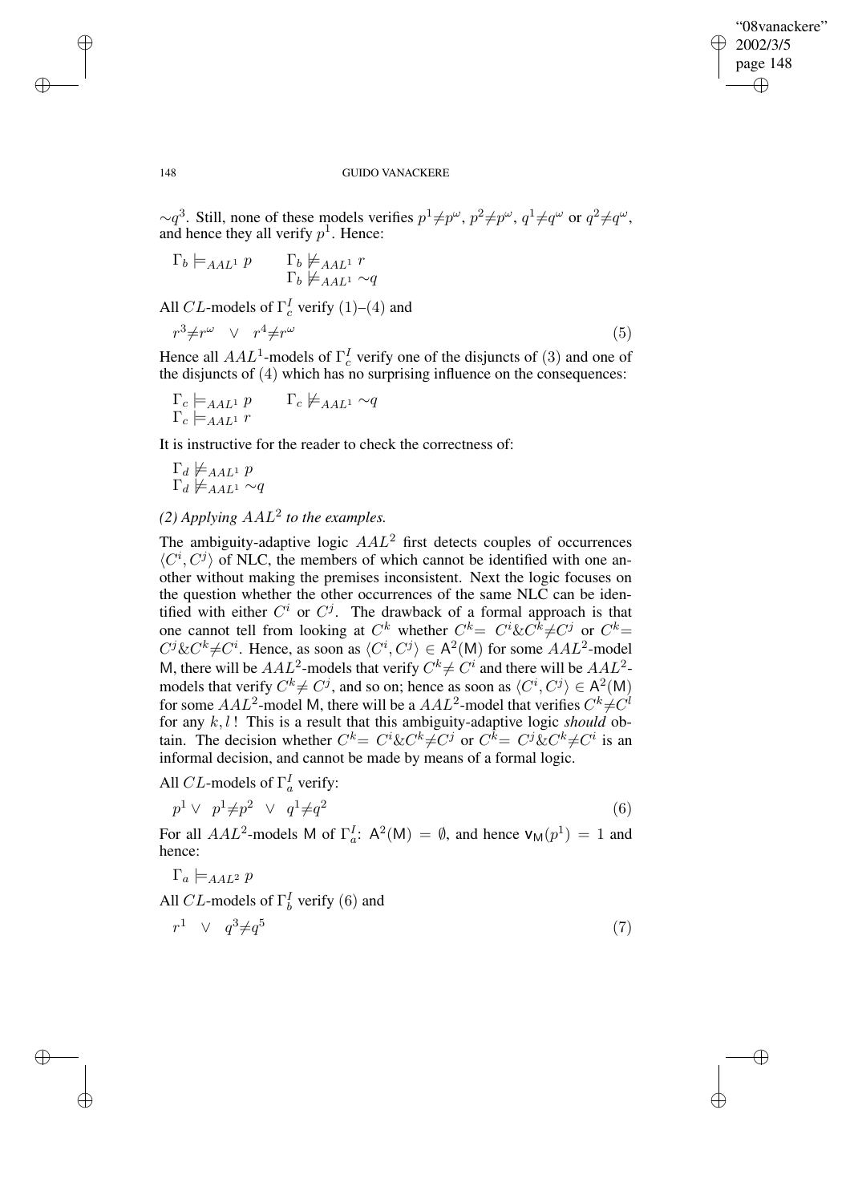$\sim q^3$. Still, none of these models verifies $p^1 \neq p^\omega$, $p^2 \neq p^\omega$, $q^1 \neq q^\omega$ or $q^2 \neq q^\omega$, and hence they all verify $p^1$. Hence:

$$\Gamma_b \models_{AAL^1} p \qquad \Gamma_b \not\models_{AAL^1} r$$
$$\Gamma_b \not\models_{AAL^1} \sim q$$

All $CL$-models of $\Gamma_c^I$ verify (1)–(4) and

$$r^3 \neq r^\omega \quad \vee \quad r^4 \neq r^\omega \tag{5}$$

Hence all $AAL^1$-models of $\Gamma_c^I$ verify one of the disjuncts of (3) and one of the disjuncts of (4) which has no surprising influence on the consequences:

$$\Gamma_c \models_{AAL^1} p \qquad \Gamma_c \not\models_{AAL^1} \sim q$$
$$\Gamma_c \models_{AAL^1} r$$

It is instructive for the reader to check the correctness of:

$$\Gamma_d \not\models_{AAL^1} p$$
$$\Gamma_d \not\models_{AAL^1} \sim q$$

*(2) Applying $AAL^2$ to the examples.*

The ambiguity-adaptive logic $AAL^2$ first detects couples of occurrences $\langle C^i, C^j \rangle$ of NLC, the members of which cannot be identified with one another without making the premises inconsistent. Next the logic focuses on the question whether the other occurrences of the same NLC can be identified with either $C^i$ or $C^j$. The drawback of a formal approach is that one cannot tell from looking at $C^k$ whether $C^k = C^i \& C^k \neq C^j$ or $C^k = C^j \& C^k \neq C^i$. Hence, as soon as $\langle C^i, C^j \rangle \in \mathsf{A}^2(\mathsf{M})$ for some $AAL^2$-model $\mathsf{M}$, there will be $AAL^2$-models that verify $C^k \neq C^i$ and there will be $AAL^2$-models that verify $C^k \neq C^j$, and so on; hence as soon as $\langle C^i, C^j \rangle \in \mathsf{A}^2(\mathsf{M})$ for some $AAL^2$-model $\mathsf{M}$, there will be a $AAL^2$-model that verifies $C^k \neq C^l$ for any $k, l$ ! This is a result that this ambiguity-adaptive logic *should* obtain. The decision whether $C^k = C^i \& C^k \neq C^j$ or $C^k = C^j \& C^k \neq C^i$ is an informal decision, and cannot be made by means of a formal logic.

All $CL$-models of $\Gamma_a^I$ verify:

$$p^1 \vee \ p^1 \neq p^2 \quad \vee \quad q^1 \neq q^2 \tag{6}$$

For all $AAL^2$-models $\mathsf{M}$ of $\Gamma_a^I$: $\mathsf{A}^2(\mathsf{M}) = \emptyset$, and hence $\mathsf{v}_\mathsf{M}(p^1) = 1$ and hence:

$$\Gamma_a \models_{AAL^2} p$$

All $CL$-models of $\Gamma_b^I$ verify (6) and

$$r^1 \quad \vee \quad q^3 \neq q^5 \tag{7}$$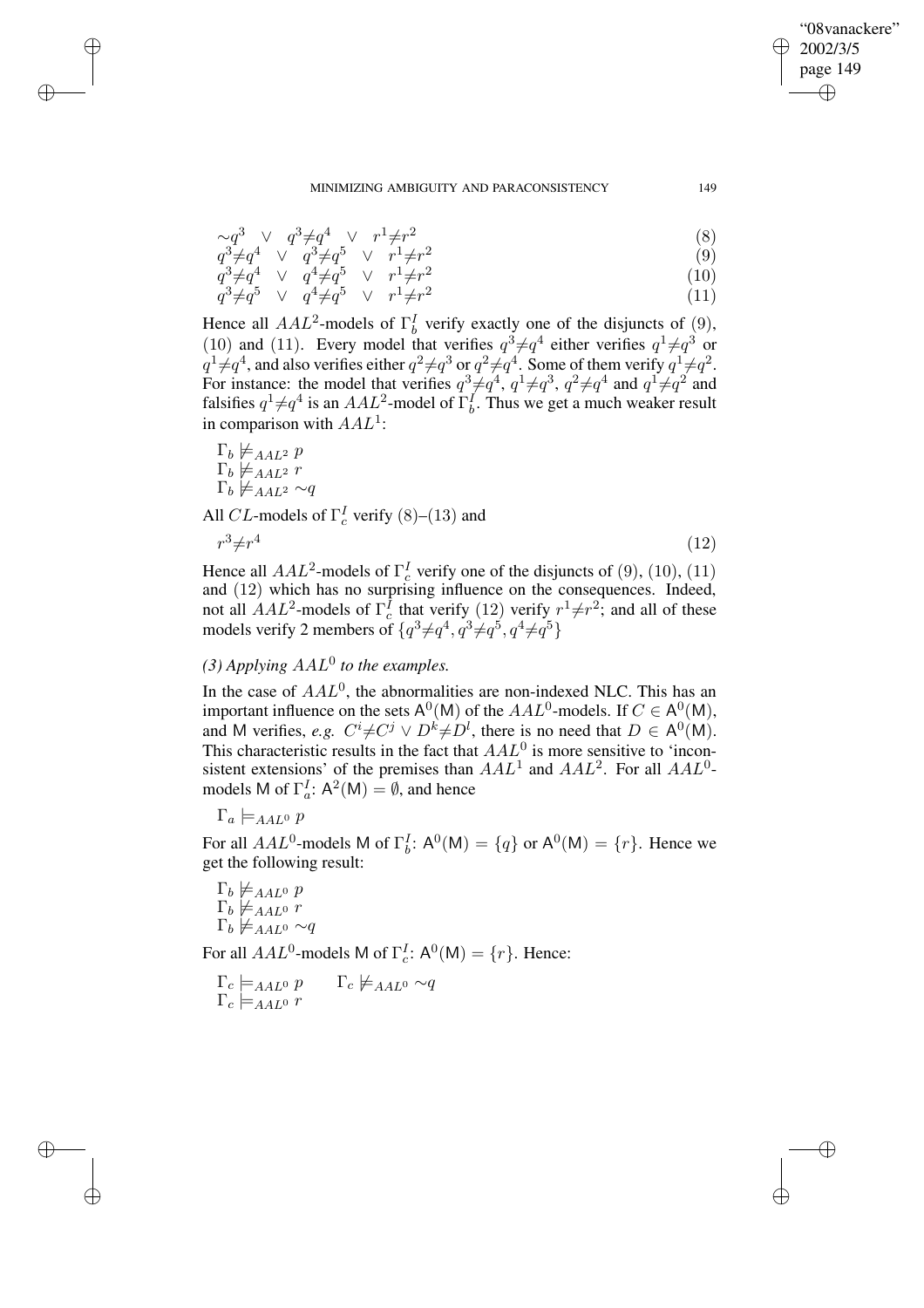$$\sim q^3 \quad \vee \quad q^3 \neq q^4 \quad \vee \quad r^1 \neq r^2 \tag{8}$$
$$q^3 \neq q^4 \quad \vee \quad q^3 \neq q^5 \quad \vee \quad r^1 \neq r^2 \tag{9}$$
$$q^3 \neq q^4 \quad \vee \quad q^4 \neq q^5 \quad \vee \quad r^1 \neq r^2 \tag{10}$$
$$q^3 \neq q^5 \quad \vee \quad q^4 \neq q^5 \quad \vee \quad r^1 \neq r^2 \tag{11}$$

Hence all $AAL^2$-models of $\Gamma_b^I$ verify exactly one of the disjuncts of (9), (10) and (11). Every model that verifies $q^3 \neq q^4$ either verifies $q^1 \neq q^3$ or $q^1 \neq q^4$, and also verifies either $q^2 \neq q^3$ or $q^2 \neq q^4$. Some of them verify $q^1 \neq q^2$. For instance: the model that verifies $q^3 \neq q^4$, $q^1 \neq q^3$, $q^2 \neq q^4$ and $q^1 \neq q^2$ and falsifies $q^1 \neq q^4$ is an $AAL^2$-model of $\Gamma_b^I$. Thus we get a much weaker result in comparison with $AAL^1$:

$\Gamma_b \not\models_{AAL^2} p$
$\Gamma_b \not\models_{AAL^2} r$
$\Gamma_b \not\models_{AAL^2} \sim q$

All $CL$-models of $\Gamma_c^I$ verify (8)–(13) and

$$r^3 \neq r^4 \tag{12}$$

Hence all $AAL^2$-models of $\Gamma_c^I$ verify one of the disjuncts of (9), (10), (11) and (12) which has no surprising influence on the consequences. Indeed, not all $AAL^2$-models of $\Gamma_c^I$ that verify (12) verify $r^1 \neq r^2$; and all of these models verify 2 members of $\{q^3 \neq q^4, q^3 \neq q^5, q^4 \neq q^5\}$

*(3) Applying $AAL^0$ to the examples.*

In the case of $AAL^0$, the abnormalities are non-indexed NLC. This has an important influence on the sets $\mathsf{A}^0(\mathsf{M})$ of the $AAL^0$-models. If $C \in \mathsf{A}^0(\mathsf{M})$, and $\mathsf{M}$ verifies, *e.g.* $C^i \neq C^j \vee D^k \neq D^l$, there is no need that $D \in \mathsf{A}^0(\mathsf{M})$. This characteristic results in the fact that $AAL^0$ is more sensitive to 'inconsistent extensions' of the premises than $AAL^1$ and $AAL^2$. For all $AAL^0$-models $\mathsf{M}$ of $\Gamma_a^I$: $\mathsf{A}^2(\mathsf{M}) = \emptyset$, and hence

$\Gamma_a \models_{AAL^0} p$

For all $AAL^0$-models $\mathsf{M}$ of $\Gamma_b^I$: $\mathsf{A}^0(\mathsf{M}) = \{q\}$ or $\mathsf{A}^0(\mathsf{M}) = \{r\}$. Hence we get the following result:

$\Gamma_b \not\models_{AAL^0} p$
$\Gamma_b \not\models_{AAL^0} r$
$\Gamma_b \not\models_{AAL^0} \sim q$

For all $AAL^0$-models $\mathsf{M}$ of $\Gamma_c^I$: $\mathsf{A}^0(\mathsf{M}) = \{r\}$. Hence:

$\Gamma_c \models_{AAL^0} p \qquad \Gamma_c \not\models_{AAL^0} \sim q$
$\Gamma_c \models_{AAL^0} r$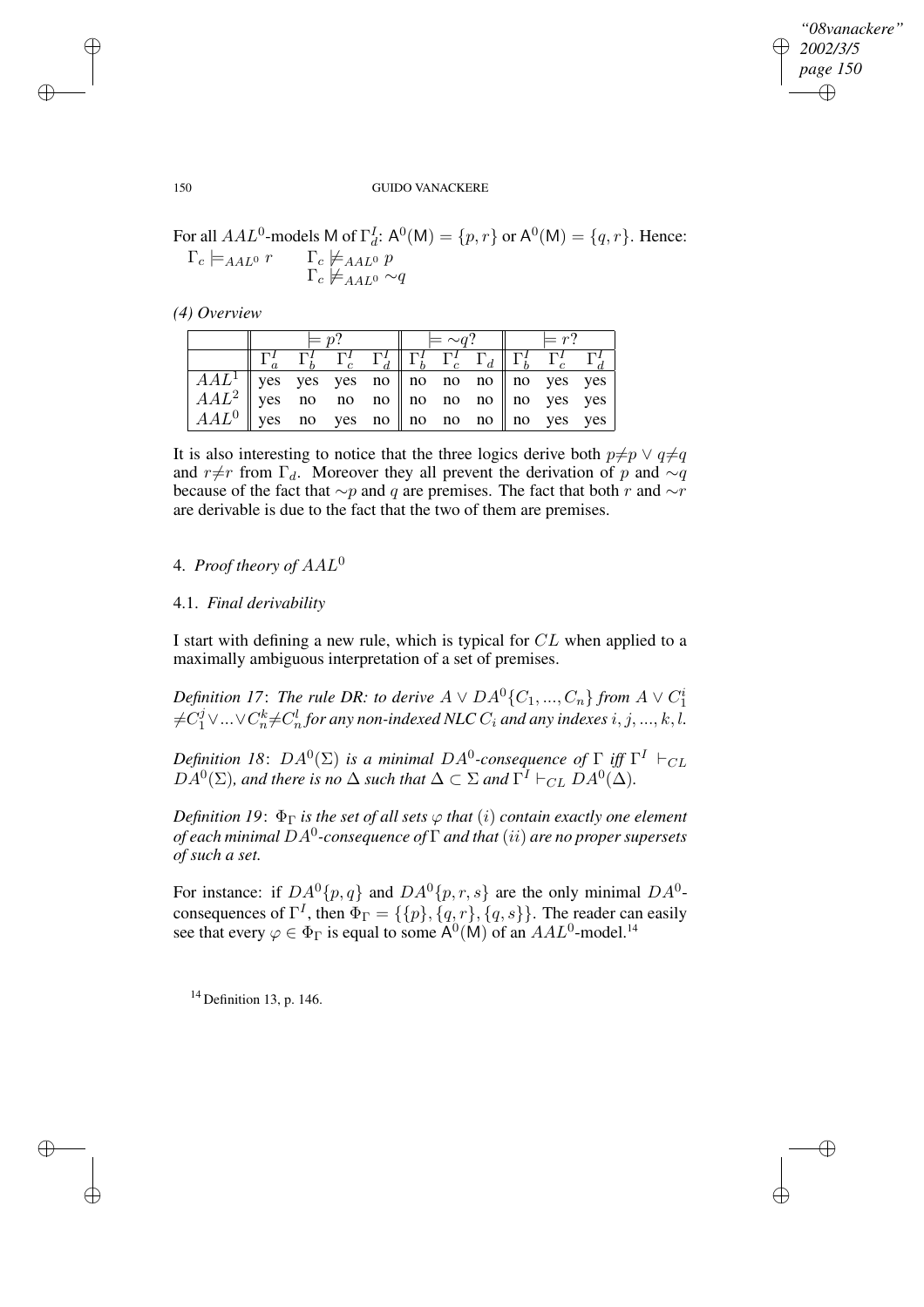For all $AAL^0$-models $\mathsf{M}$ of $\Gamma_d^I$: $\mathsf{A}^0(\mathsf{M}) = \{p, r\}$ or $\mathsf{A}^0(\mathsf{M}) = \{q, r\}$. Hence:

$\Gamma_c \models_{AAL^0} r \qquad \Gamma_c \not\models_{AAL^0} p$

$\qquad\qquad\qquad\;\; \Gamma_c \not\models_{AAL^0} \sim\!q$

*(4) Overview*

| | $\models p$? | | | | $\models \sim\!q$? | | | $\models r$? | | |
|---|---|---|---|---|---|---|---|---|---|---|
| | $\Gamma_a^I$ | $\Gamma_b^I$ | $\Gamma_c^I$ | $\Gamma_d^I$ | $\Gamma_b^I$ | $\Gamma_c^I$ | $\Gamma_d$ | $\Gamma_b^I$ | $\Gamma_c^I$ | $\Gamma_d^I$ |
| $AAL^1$ | yes | yes | yes | no | no | no | no | no | yes | yes |
| $AAL^2$ | yes | no | no | no | no | no | no | no | yes | yes |
| $AAL^0$ | yes | no | yes | no | no | no | no | no | yes | yes |

It is also interesting to notice that the three logics derive both $p\neq p \vee q\neq q$ and $r\neq r$ from $\Gamma_d$. Moreover they all prevent the derivation of $p$ and $\sim\!q$ because of the fact that $\sim\!p$ and $q$ are premises. The fact that both $r$ and $\sim\!r$ are derivable is due to the fact that the two of them are premises.

## 4. *Proof theory of $AAL^0$*

### 4.1. *Final derivability*

I start with defining a new rule, which is typical for $CL$ when applied to a maximally ambiguous interpretation of a set of premises.

*Definition 17*: *The rule DR: to derive $A \vee DA^0\{C_1, ..., C_n\}$ from $A \vee C_1^i \neq C_1^j \vee ... \vee C_n^k \neq C_n^l$ for any non-indexed NLC $C_i$ and any indexes $i, j, ..., k, l$.*

*Definition 18*: *$DA^0(\Sigma)$ is a minimal $DA^0$-consequence of $\Gamma$ iff $\Gamma^I \vdash_{CL} DA^0(\Sigma)$, and there is no $\Delta$ such that $\Delta \subset \Sigma$ and $\Gamma^I \vdash_{CL} DA^0(\Delta)$.*

*Definition 19*: *$\Phi_\Gamma$ is the set of all sets $\varphi$ that $(i)$ contain exactly one element of each minimal $DA^0$-consequence of $\Gamma$ and that $(ii)$ are no proper supersets of such a set.*

For instance: if $DA^0\{p, q\}$ and $DA^0\{p, r, s\}$ are the only minimal $DA^0$-consequences of $\Gamma^I$, then $\Phi_\Gamma = \{\{p\}, \{q, r\}, \{q, s\}\}$. The reader can easily see that every $\varphi \in \Phi_\Gamma$ is equal to some $\mathsf{A}^0(\mathsf{M})$ of an $AAL^0$-model.[14]

[14] Definition 13, p. 146.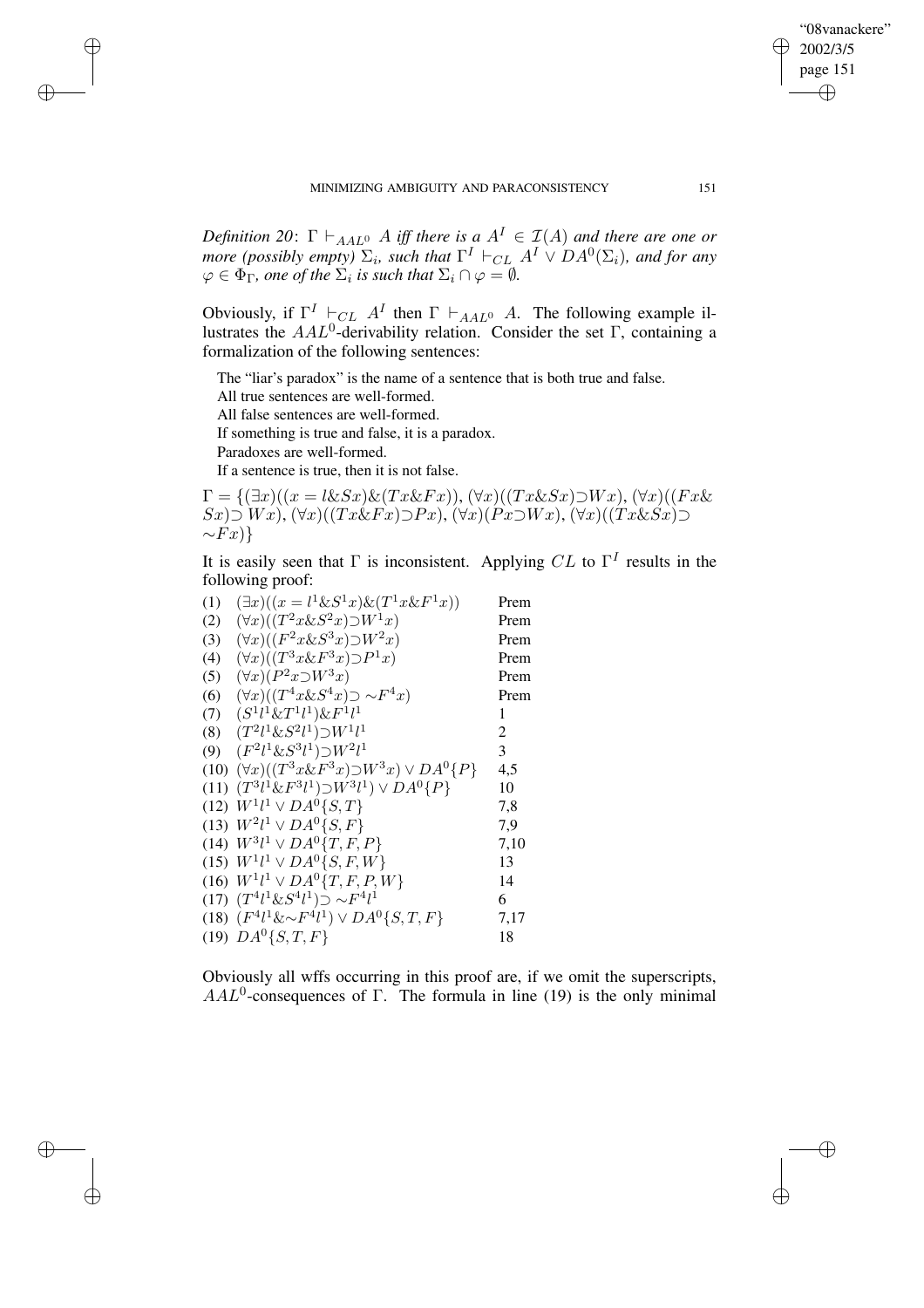*Definition 20*: $\Gamma \vdash_{AAL^0} A$ *iff there is a* $A^I \in \mathcal{I}(A)$ *and there are one or more (possibly empty)* $\Sigma_i$*, such that* $\Gamma^I \vdash_{CL} A^I \vee DA^0(\Sigma_i)$*, and for any* $\varphi \in \Phi_\Gamma$*, one of the* $\Sigma_i$ *is such that* $\Sigma_i \cap \varphi = \emptyset$*.*

Obviously, if $\Gamma^I \vdash_{CL} A^I$ then $\Gamma \vdash_{AAL^0} A$. The following example illustrates the $AAL^0$-derivability relation. Consider the set $\Gamma$, containing a formalization of the following sentences:

The "liar's paradox" is the name of a sentence that is both true and false.
All true sentences are well-formed.
All false sentences are well-formed.
If something is true and false, it is a paradox.
Paradoxes are well-formed.
If a sentence is true, then it is not false.

$\Gamma = \{(\exists x)((x = l \& Sx) \& (Tx \& Fx)), (\forall x)((Tx \& Sx) \supset Wx), (\forall x)((Fx \& Sx) \supset Wx), (\forall x)((Tx \& Fx) \supset Px), (\forall x)(Px \supset Wx), (\forall x)((Tx \& Sx) \supset {\sim}Fx)\}$

It is easily seen that $\Gamma$ is inconsistent. Applying $CL$ to $\Gamma^I$ results in the following proof:

| | | |
|---|---|---|
| (1) | $(\exists x)((x = l^1 \& S^1x) \& (T^1x \& F^1x))$ | Prem |
| (2) | $(\forall x)((T^2x \& S^2x) \supset W^1x)$ | Prem |
| (3) | $(\forall x)((F^2x \& S^3x) \supset W^2x)$ | Prem |
| (4) | $(\forall x)((T^3x \& F^3x) \supset P^1x)$ | Prem |
| (5) | $(\forall x)(P^2x \supset W^3x)$ | Prem |
| (6) | $(\forall x)((T^4x \& S^4x) \supset {\sim}F^4x)$ | Prem |
| (7) | $(S^1l^1 \& T^1l^1) \& F^1l^1$ | 1 |
| (8) | $(T^2l^1 \& S^2l^1) \supset W^1l^1$ | 2 |
| (9) | $(F^2l^1 \& S^3l^1) \supset W^2l^1$ | 3 |
| (10) | $(\forall x)((T^3x \& F^3x) \supset W^3x) \vee DA^0\{P\}$ | 4,5 |
| (11) | $(T^3l^1 \& F^3l^1) \supset W^3l^1) \vee DA^0\{P\}$ | 10 |
| (12) | $W^1l^1 \vee DA^0\{S, T\}$ | 7,8 |
| (13) | $W^2l^1 \vee DA^0\{S, F\}$ | 7,9 |
| (14) | $W^3l^1 \vee DA^0\{T, F, P\}$ | 7,10 |
| (15) | $W^1l^1 \vee DA^0\{S, F, W\}$ | 13 |
| (16) | $W^1l^1 \vee DA^0\{T, F, P, W\}$ | 14 |
| (17) | $(T^4l^1 \& S^4l^1) \supset {\sim}F^4l^1$ | 6 |
| (18) | $(F^4l^1 \& {\sim}F^4l^1) \vee DA^0\{S, T, F\}$ | 7,17 |
| (19) | $DA^0\{S, T, F\}$ | 18 |

Obviously all wffs occurring in this proof are, if we omit the superscripts, $AAL^0$-consequences of $\Gamma$. The formula in line (19) is the only minimal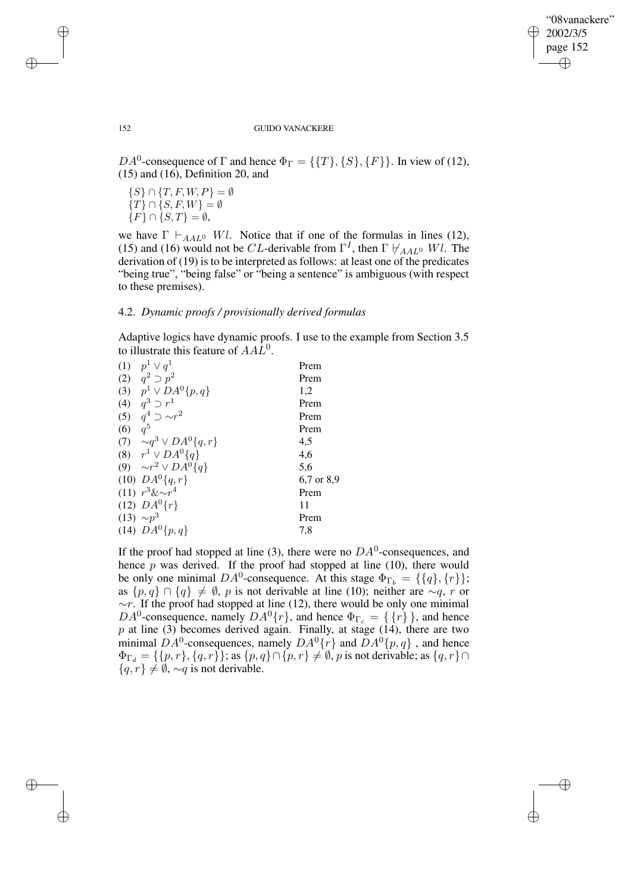$DA^0$-consequence of $\Gamma$ and hence $\Phi_\Gamma = \{\{T\}, \{S\}, \{F\}\}$. In view of (12), (15) and (16), Definition 20, and

$\{S\} \cap \{T, F, W, P\} = \emptyset$
$\{T\} \cap \{S, F, W\} = \emptyset$
$\{F\} \cap \{S, T\} = \emptyset$,

we have $\Gamma \vdash_{AAL^0} Wl$. Notice that if one of the formulas in lines (12), (15) and (16) would not be $CL$-derivable from $\Gamma^I$, then $\Gamma \nvdash_{AAL^0} Wl$. The derivation of (19) is to be interpreted as follows: at least one of the predicates "being true", "being false" or "being a sentence" is ambiguous (with respect to these premises).

### 4.2. *Dynamic proofs / provisionally derived formulas*

Adaptive logics have dynamic proofs. I use to the example from Section 3.5 to illustrate this feature of $AAL^0$.

| | | |
|---|---|---|
| (1) | $p^1 \vee q^1$ | Prem |
| (2) | $q^2 \supset p^2$ | Prem |
| (3) | $p^1 \vee DA^0\{p, q\}$ | 1,2 |
| (4) | $q^3 \supset r^1$ | Prem |
| (5) | $q^4 \supset \sim r^2$ | Prem |
| (6) | $q^5$ | Prem |
| (7) | $\sim q^3 \vee DA^0\{q, r\}$ | 4,5 |
| (8) | $r^1 \vee DA^0\{q\}$ | 4,6 |
| (9) | $\sim r^2 \vee DA^0\{q\}$ | 5,6 |
| (10) | $DA^0\{q, r\}$ | 6,7 or 8,9 |
| (11) | $r^3 \& \sim r^4$ | Prem |
| (12) | $DA^0\{r\}$ | 11 |
| (13) | $\sim p^3$ | Prem |
| (14) | $DA^0\{p, q\}$ | 7,8 |

If the proof had stopped at line (3), there were no $DA^0$-consequences, and hence $p$ was derived. If the proof had stopped at line (10), there would be only one minimal $DA^0$-consequence. At this stage $\Phi_{\Gamma_b} = \{\{q\}, \{r\}\}$; as $\{p, q\} \cap \{q\} \neq \emptyset$, $p$ is not derivable at line (10); neither are $\sim q$, $r$ or $\sim r$. If the proof had stopped at line (12), there would be only one minimal $DA^0$-consequence, namely $DA^0\{r\}$, and hence $\Phi_{\Gamma_c} = \{\{r\}\}$, and hence $p$ at line (3) becomes derived again. Finally, at stage (14), there are two minimal $DA^0$-consequences, namely $DA^0\{r\}$ and $DA^0\{p, q\}$, and hence $\Phi_{\Gamma_d} = \{\{p, r\}, \{q, r\}\}$; as $\{p, q\} \cap \{p, r\} \neq \emptyset$, $p$ is not derivable; as $\{q, r\} \cap \{q, r\} \neq \emptyset$, $\sim q$ is not derivable.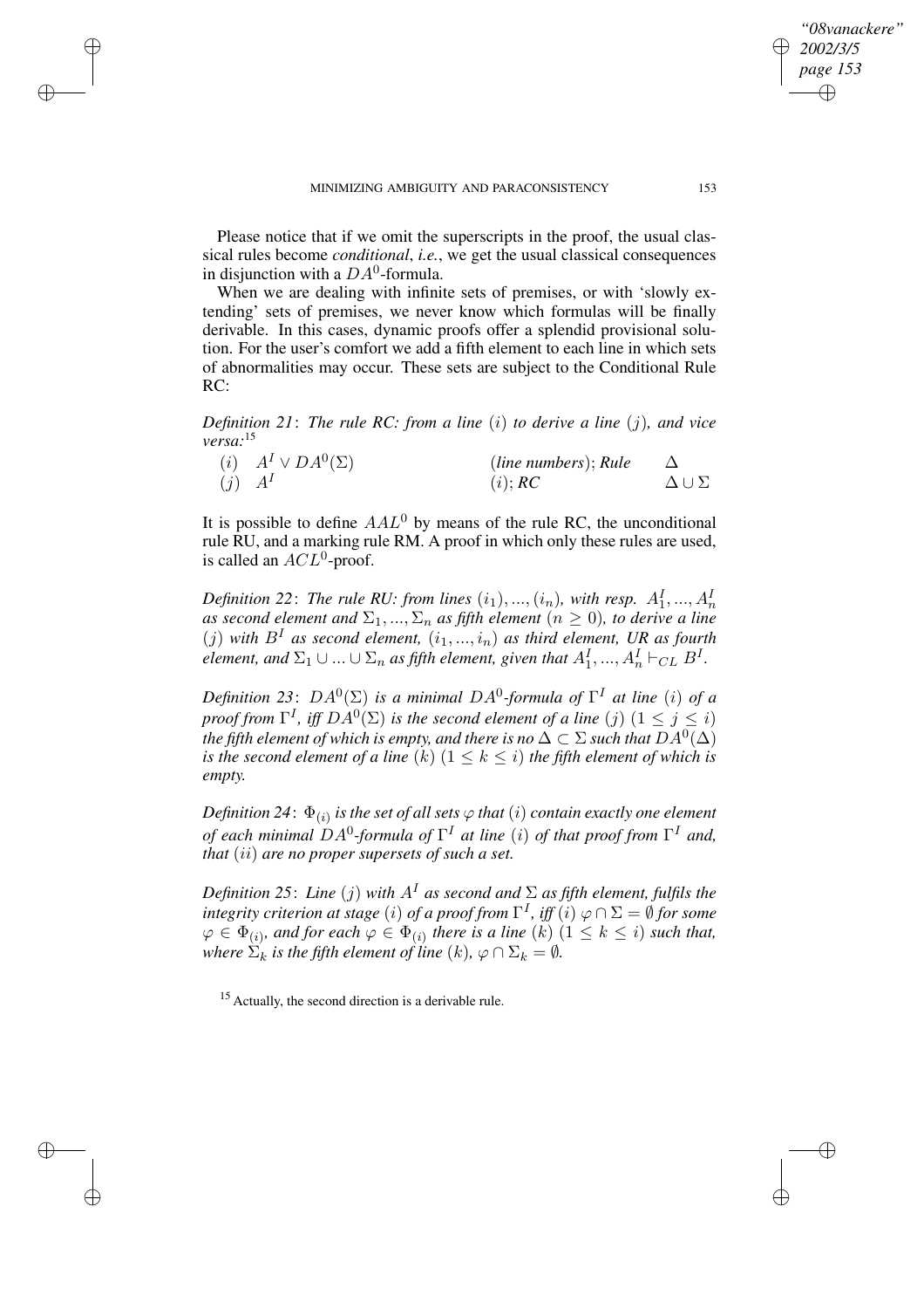Please notice that if we omit the superscripts in the proof, the usual classical rules become *conditional*, *i.e.*, we get the usual classical consequences in disjunction with a $DA^0$-formula.

When we are dealing with infinite sets of premises, or with 'slowly extending' sets of premises, we never know which formulas will be finally derivable. In this cases, dynamic proofs offer a splendid provisional solution. For the user's comfort we add a fifth element to each line in which sets of abnormalities may occur. These sets are subject to the Conditional Rule RC:

*Definition 21*: *The rule RC: from a line* $(i)$ *to derive a line* $(j)$*, and vice versa:*[15]

| | | | |
|---|---|---|---|
| $(i)$ | $A^I \vee DA^0(\Sigma)$ | *(line numbers); Rule* | $\Delta$ |
| $(j)$ | $A^I$ | $(i)$; *RC* | $\Delta \cup \Sigma$ |

It is possible to define $AAL^0$ by means of the rule RC, the unconditional rule RU, and a marking rule RM. A proof in which only these rules are used, is called an $ACL^0$-proof.

*Definition 22*: *The rule RU: from lines* $(i_1), ..., (i_n)$*, with resp.* $A_1^I, ..., A_n^I$ *as second element and* $\Sigma_1, ..., \Sigma_n$ *as fifth element* $(n \geq 0)$*, to derive a line* $(j)$ *with* $B^I$ *as second element,* $(i_1, ..., i_n)$ *as third element, UR as fourth element, and* $\Sigma_1 \cup ... \cup \Sigma_n$ *as fifth element, given that* $A_1^I, ..., A_n^I \vdash_{CL} B^I$*.*

*Definition 23*: $DA^0(\Sigma)$ *is a minimal* $DA^0$*-formula of* $\Gamma^I$ *at line* $(i)$ *of a proof from* $\Gamma^I$*, iff* $DA^0(\Sigma)$ *is the second element of a line* $(j)$ $(1 \leq j \leq i)$ *the fifth element of which is empty, and there is no* $\Delta \subset \Sigma$ *such that* $DA^0(\Delta)$ *is the second element of a line* $(k)$ $(1 \leq k \leq i)$ *the fifth element of which is empty.*

*Definition 24*: $\Phi_{(i)}$ *is the set of all sets* $\varphi$ *that* $(i)$ *contain exactly one element of each minimal* $DA^0$*-formula of* $\Gamma^I$ *at line* $(i)$ *of that proof from* $\Gamma^I$ *and, that* $(ii)$ *are no proper supersets of such a set.*

*Definition 25*: *Line* $(j)$ *with* $A^I$ *as second and* $\Sigma$ *as fifth element, fulfils the integrity criterion at stage* $(i)$ *of a proof from* $\Gamma^I$*, iff* $(i)$ $\varphi \cap \Sigma = \emptyset$ *for some* $\varphi \in \Phi_{(i)}$*, and for each* $\varphi \in \Phi_{(i)}$ *there is a line* $(k)$ $(1 \leq k \leq i)$ *such that, where* $\Sigma_k$ *is the fifth element of line* $(k)$*,* $\varphi \cap \Sigma_k = \emptyset$*.*

[15] Actually, the second direction is a derivable rule.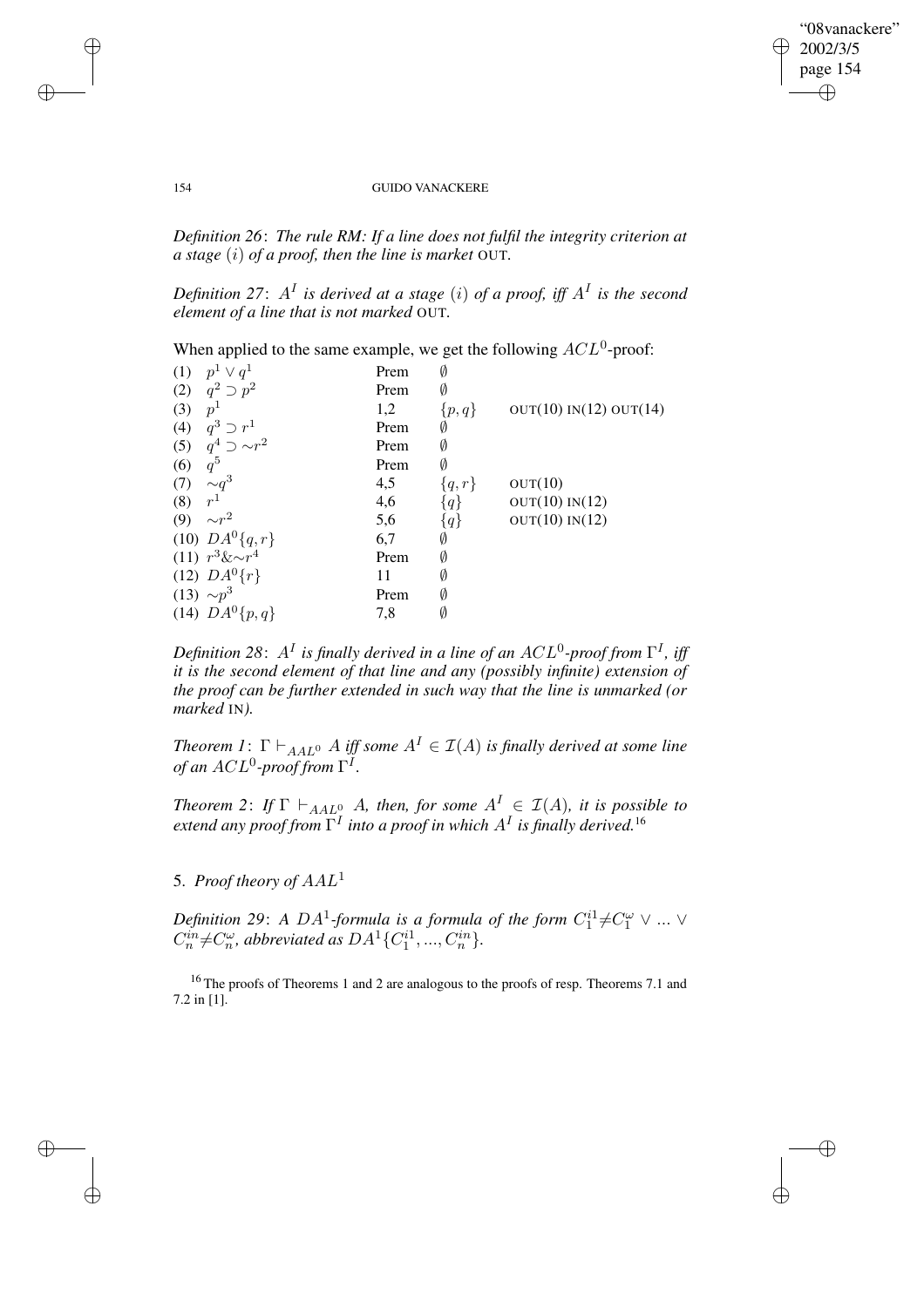*Definition 26*: *The rule RM: If a line does not fulfil the integrity criterion at a stage $(i)$ of a proof, then the line is market* OUT.

*Definition 27*: *$A^I$ is derived at a stage $(i)$ of a proof, iff $A^I$ is the second element of a line that is not marked* OUT.

When applied to the same example, we get the following $ACL^0$-proof:

| | | | | |
|---|---|---|---|---|
| (1) | $p^1 \vee q^1$ | Prem | $\emptyset$ | |
| (2) | $q^2 \supset p^2$ | Prem | $\emptyset$ | |
| (3) | $p^1$ | 1,2 | $\{p, q\}$ | OUT(10) IN(12) OUT(14) |
| (4) | $q^3 \supset r^1$ | Prem | $\emptyset$ | |
| (5) | $q^4 \supset \sim r^2$ | Prem | $\emptyset$ | |
| (6) | $q^5$ | Prem | $\emptyset$ | |
| (7) | $\sim q^3$ | 4,5 | $\{q, r\}$ | OUT(10) |
| (8) | $r^1$ | 4,6 | $\{q\}$ | OUT(10) IN(12) |
| (9) | $\sim r^2$ | 5,6 | $\{q\}$ | OUT(10) IN(12) |
| (10) | $DA^0\{q, r\}$ | 6,7 | $\emptyset$ | |
| (11) | $r^3 \& \sim r^4$ | Prem | $\emptyset$ | |
| (12) | $DA^0\{r\}$ | 11 | $\emptyset$ | |
| (13) | $\sim p^3$ | Prem | $\emptyset$ | |
| (14) | $DA^0\{p, q\}$ | 7,8 | $\emptyset$ | |

*Definition 28*: *$A^I$ is finally derived in a line of an $ACL^0$-proof from $\Gamma^I$, iff it is the second element of that line and any (possibly infinite) extension of the proof can be further extended in such way that the line is unmarked (or marked* IN*).*

*Theorem 1*: *$\Gamma \vdash_{AAL^0} A$ iff some $A^I \in \mathcal{I}(A)$ is finally derived at some line of an $ACL^0$-proof from $\Gamma^I$.*

*Theorem 2*: *If $\Gamma \vdash_{AAL^0} A$, then, for some $A^I \in \mathcal{I}(A)$, it is possible to extend any proof from $\Gamma^I$ into a proof in which $A^I$ is finally derived.*[16]

## 5. *Proof theory of $AAL^1$*

*Definition 29*: *A $DA^1$-formula is a formula of the form $C_1^{i1} \neq C_1^{\omega} \vee ... \vee C_n^{in} \neq C_n^{\omega}$, abbreviated as $DA^1\{C_1^{i1}, ..., C_n^{in}\}$.*

[16] The proofs of Theorems 1 and 2 are analogous to the proofs of resp. Theorems 7.1 and 7.2 in [1].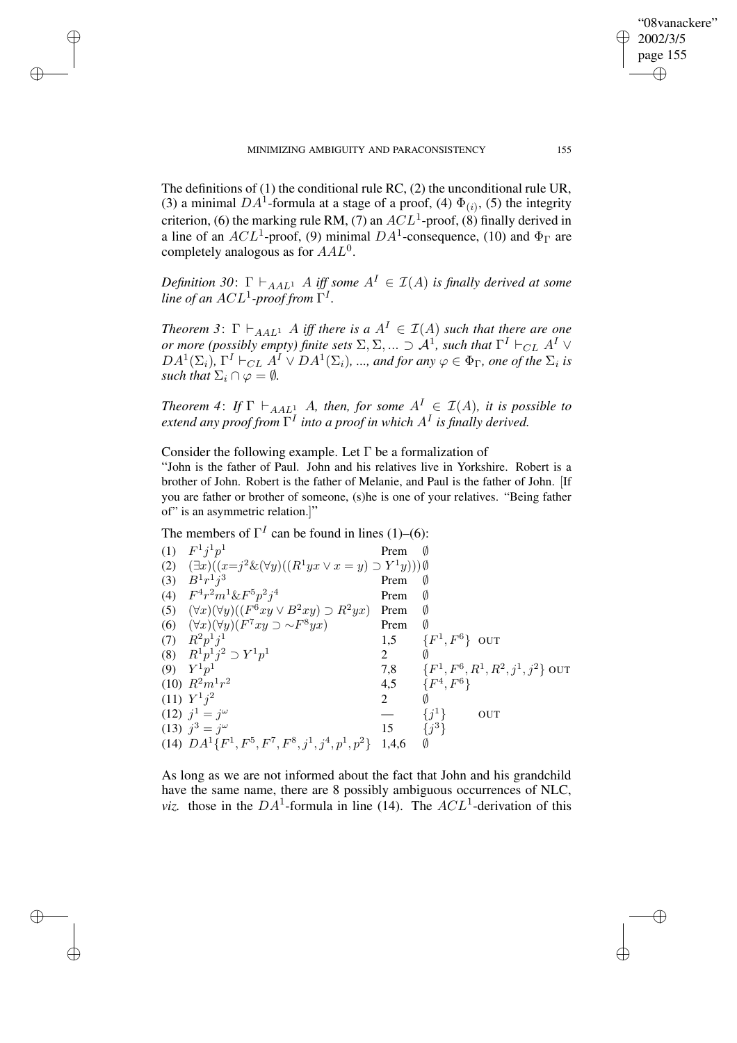The definitions of (1) the conditional rule RC, (2) the unconditional rule UR, (3) a minimal $DA^1$-formula at a stage of a proof, (4) $\Phi_{(i)}$, (5) the integrity criterion, (6) the marking rule RM, (7) an $ACL^1$-proof, (8) finally derived in a line of an $ACL^1$-proof, (9) minimal $DA^1$-consequence, (10) and $\Phi_\Gamma$ are completely analogous as for $AAL^0$.

*Definition 30*: $\Gamma \vdash_{AAL^1} A$ *iff some* $A^I \in \mathcal{I}(A)$ *is finally derived at some line of an* $ACL^1$*-proof from* $\Gamma^I$.

*Theorem 3*: $\Gamma \vdash_{AAL^1} A$ *iff there is a* $A^I \in \mathcal{I}(A)$ *such that there are one or more (possibly empty) finite sets* $\Sigma, \Sigma, ... \supset \mathcal{A}^1$*, such that* $\Gamma^I \vdash_{CL} A^I \vee DA^1(\Sigma_i)$*,* $\Gamma^I \vdash_{CL} A^I \vee DA^1(\Sigma_i)$*, ..., and for any* $\varphi \in \Phi_\Gamma$*, one of the* $\Sigma_i$ *is such that* $\Sigma_i \cap \varphi = \emptyset$*.*

*Theorem 4*: *If* $\Gamma \vdash_{AAL^1} A$*, then, for some* $A^I \in \mathcal{I}(A)$*, it is possible to extend any proof from* $\Gamma^I$ *into a proof in which* $A^I$ *is finally derived.*

Consider the following example. Let $\Gamma$ be a formalization of
"John is the father of Paul. John and his relatives live in Yorkshire. Robert is a brother of John. Robert is the father of Melanie, and Paul is the father of John. [If you are father or brother of someone, (s)he is one of your relatives. "Being father of" is an asymmetric relation.]"

The members of $\Gamma^I$ can be found in lines (1)–(6):

| | | | | |
|---|---|---|---|---|
| (1) | $F^1j^1p^1$ | Prem | $\emptyset$ | |
| (2) | $(\exists x)((x{=}j^2 \& (\forall y)((R^1yx \vee x = y) \supset Y^1y)))$ | | $\emptyset$ | |
| (3) | $B^1r^1j^3$ | Prem | $\emptyset$ | |
| (4) | $F^4r^2m^1 \& F^5p^2j^4$ | Prem | $\emptyset$ | |
| (5) | $(\forall x)(\forall y)((F^6xy \vee B^2xy) \supset R^2yx)$ | Prem | $\emptyset$ | |
| (6) | $(\forall x)(\forall y)(F^7xy \supset {\sim}F^8yx)$ | Prem | $\emptyset$ | |
| (7) | $R^2p^1j^1$ | 1,5 | $\{F^1, F^6\}$ | OUT |
| (8) | $R^1p^1j^2 \supset Y^1p^1$ | 2 | $\emptyset$ | |
| (9) | $Y^1p^1$ | 7,8 | $\{F^1, F^6, R^1, R^2, j^1, j^2\}$ | OUT |
| (10) | $R^2m^1r^2$ | 4,5 | $\{F^4, F^6\}$ | |
| (11) | $Y^1j^2$ | 2 | $\emptyset$ | |
| (12) | $j^1 = j^\omega$ | — | $\{j^1\}$ | OUT |
| (13) | $j^3 = j^\omega$ | 15 | $\{j^3\}$ | |
| (14) | $DA^1\{F^1, F^5, F^7, F^8, j^1, j^4, p^1, p^2\}$ | 1,4,6 | $\emptyset$ | |

As long as we are not informed about the fact that John and his grandchild have the same name, there are 8 possibly ambiguous occurrences of NLC, *viz.* those in the $DA^1$-formula in line (14). The $ACL^1$-derivation of this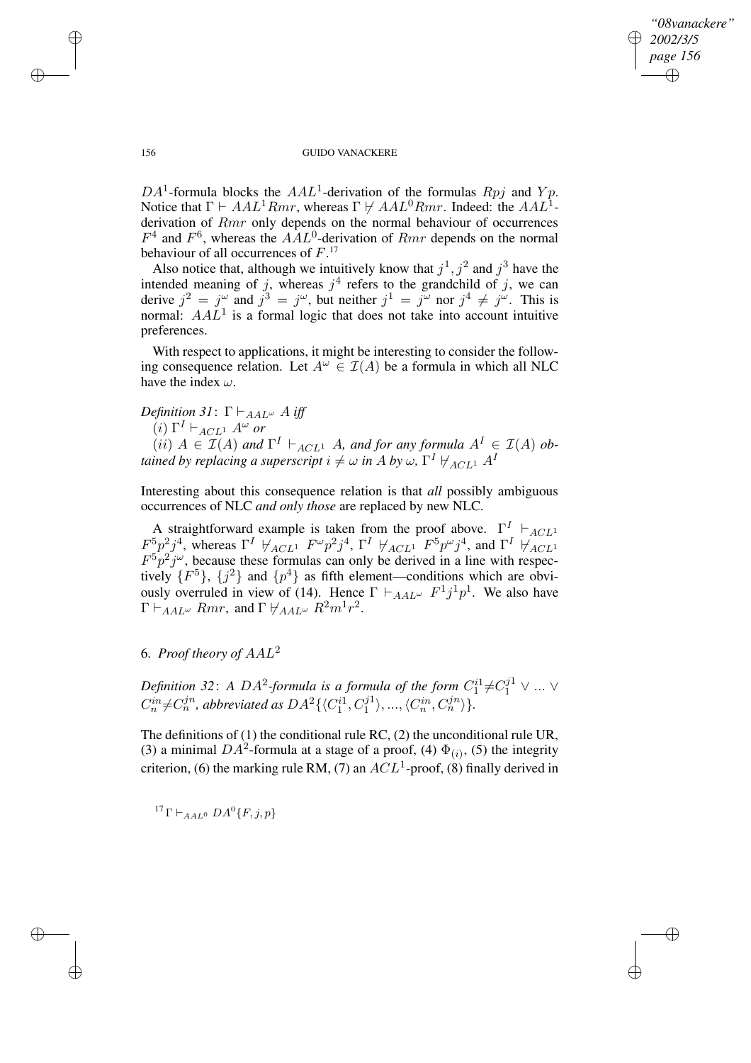$DA^1$-formula blocks the $AAL^1$-derivation of the formulas $Rpj$ and $Yp$. Notice that $\Gamma \vdash AAL^1 Rmr$, whereas $\Gamma \nvdash AAL^0 Rmr$. Indeed: the $AAL^1$-derivation of $Rmr$ only depends on the normal behaviour of occurrences $F^4$ and $F^6$, whereas the $AAL^0$-derivation of $Rmr$ depends on the normal behaviour of all occurrences of $F$.[17]

Also notice that, although we intuitively know that $j^1, j^2$ and $j^3$ have the intended meaning of $j$, whereas $j^4$ refers to the grandchild of $j$, we can derive $j^2 = j^\omega$ and $j^3 = j^\omega$, but neither $j^1 = j^\omega$ nor $j^4 \neq j^\omega$. This is normal: $AAL^1$ is a formal logic that does not take into account intuitive preferences.

With respect to applications, it might be interesting to consider the following consequence relation. Let $A^\omega \in \mathcal{I}(A)$ be a formula in which all NLC have the index $\omega$.

*Definition 31*: $\Gamma \vdash_{AAL^\omega} A$ *iff*

$(i)$ $\Gamma^I \vdash_{ACL^1} A^\omega$ *or*

$(ii)$ $A \in \mathcal{I}(A)$ *and* $\Gamma^I \vdash_{ACL^1} A$*, and for any formula* $A^I \in \mathcal{I}(A)$ *obtained by replacing a superscript* $i \neq \omega$ *in* $A$ *by* $\omega$*,* $\Gamma^I \nvdash_{ACL^1} A^I$

Interesting about this consequence relation is that *all* possibly ambiguous occurrences of NLC *and only those* are replaced by new NLC.

A straightforward example is taken from the proof above. $\Gamma^I \vdash_{ACL^1} F^5p^2j^4$, whereas $\Gamma^I \nvdash_{ACL^1} F^\omega p^2 j^4$, $\Gamma^I \nvdash_{ACL^1} F^5 p^\omega j^4$, and $\Gamma^I \nvdash_{ACL^1} F^5p^2j^\omega$, because these formulas can only be derived in a line with respectively $\{F^5\}$, $\{j^2\}$ and $\{p^4\}$ as fifth element—conditions which are obviously overruled in view of (14). Hence $\Gamma \vdash_{AAL^\omega} F^1j^1p^1$. We also have $\Gamma \vdash_{AAL^\omega} Rmr$, and $\Gamma \nvdash_{AAL^\omega} R^2m^1r^2$.

## 6. *Proof theory of* $AAL^2$

*Definition 32*: *A* $DA^2$*-formula is a formula of the form* $C_1^{i1} \neq C_1^{j1} \vee ... \vee C_n^{in} \neq C_n^{jn}$*, abbreviated as* $DA^2\{\langle C_1^{i1}, C_1^{j1}\rangle, ..., \langle C_n^{in}, C_n^{jn}\rangle\}$.

The definitions of (1) the conditional rule RC, (2) the unconditional rule UR, (3) a minimal $DA^2$-formula at a stage of a proof, (4) $\Phi_{(i)}$, (5) the integrity criterion, (6) the marking rule RM, (7) an $ACL^1$-proof, (8) finally derived in

[17] $\Gamma \vdash_{AAL^0} DA^0\{F, j, p\}$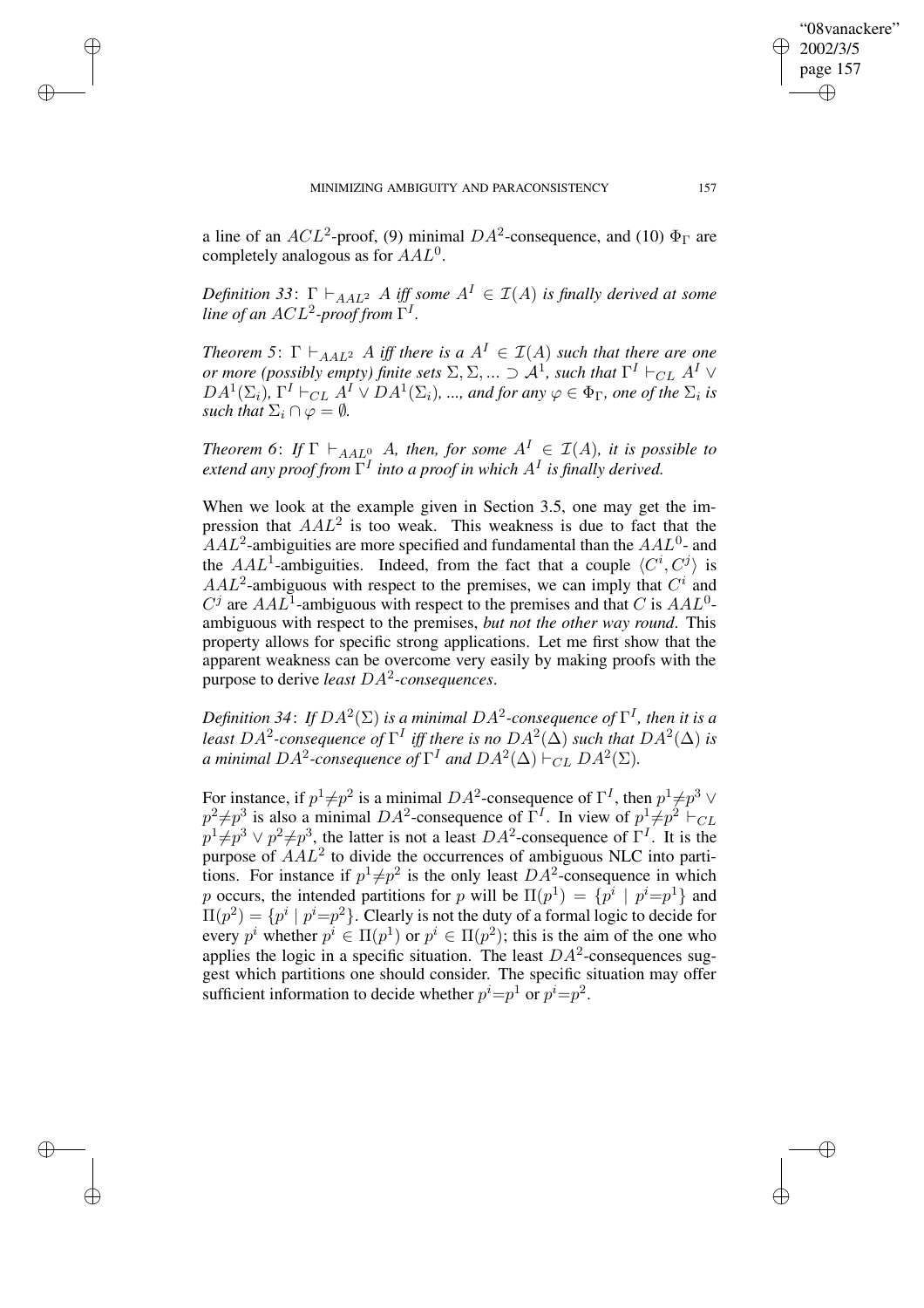a line of an $ACL^2$-proof, (9) minimal $DA^2$-consequence, and (10) $\Phi_\Gamma$ are completely analogous as for $AAL^0$.

*Definition 33*: $\Gamma \vdash_{AAL^2} A$ *iff some* $A^I \in \mathcal{I}(A)$ *is finally derived at some line of an* $ACL^2$*-proof from* $\Gamma^I$.

*Theorem 5*: $\Gamma \vdash_{AAL^2} A$ *iff there is a* $A^I \in \mathcal{I}(A)$ *such that there are one or more (possibly empty) finite sets* $\Sigma, \Sigma, ... \supset \mathcal{A}^1$*, such that* $\Gamma^I \vdash_{CL} A^I \vee DA^1(\Sigma_i)$*,* $\Gamma^I \vdash_{CL} A^I \vee DA^1(\Sigma_i)$*, ..., and for any* $\varphi \in \Phi_\Gamma$*, one of the* $\Sigma_i$ *is such that* $\Sigma_i \cap \varphi = \emptyset$.

*Theorem 6*: *If* $\Gamma \vdash_{AAL^0} A$*, then, for some* $A^I \in \mathcal{I}(A)$*, it is possible to extend any proof from* $\Gamma^I$ *into a proof in which* $A^I$ *is finally derived.*

When we look at the example given in Section 3.5, one may get the impression that $AAL^2$ is too weak. This weakness is due to fact that the $AAL^2$-ambiguities are more specified and fundamental than the $AAL^0$- and the $AAL^1$-ambiguities. Indeed, from the fact that a couple $\langle C^i, C^j \rangle$ is $AAL^2$-ambiguous with respect to the premises, we can imply that $C^i$ and $C^j$ are $AAL^1$-ambiguous with respect to the premises and that $C$ is $AAL^0$-ambiguous with respect to the premises, *but not the other way round*. This property allows for specific strong applications. Let me first show that the apparent weakness can be overcome very easily by making proofs with the purpose to derive *least* $DA^2$*-consequences*.

*Definition 34*: *If* $DA^2(\Sigma)$ *is a minimal* $DA^2$*-consequence of* $\Gamma^I$*, then it is a least* $DA^2$*-consequence of* $\Gamma^I$ *iff there is no* $DA^2(\Delta)$ *such that* $DA^2(\Delta)$ *is a minimal* $DA^2$*-consequence of* $\Gamma^I$ *and* $DA^2(\Delta) \vdash_{CL} DA^2(\Sigma)$.

For instance, if $p^1 \neq p^2$ is a minimal $DA^2$-consequence of $\Gamma^I$, then $p^1 \neq p^3 \vee p^2 \neq p^3$ is also a minimal $DA^2$-consequence of $\Gamma^I$. In view of $p^1 \neq p^2 \vdash_{CL} p^1 \neq p^3 \vee p^2 \neq p^3$, the latter is not a least $DA^2$-consequence of $\Gamma^I$. It is the purpose of $AAL^2$ to divide the occurrences of ambiguous NLC into partitions. For instance if $p^1 \neq p^2$ is the only least $DA^2$-consequence in which $p$ occurs, the intended partitions for $p$ will be $\Pi(p^1) = \{p^i \mid p^i = p^1\}$ and $\Pi(p^2) = \{p^i \mid p^i = p^2\}$. Clearly is not the duty of a formal logic to decide for every $p^i$ whether $p^i \in \Pi(p^1)$ or $p^i \in \Pi(p^2)$; this is the aim of the one who applies the logic in a specific situation. The least $DA^2$-consequences suggest which partitions one should consider. The specific situation may offer sufficient information to decide whether $p^i = p^1$ or $p^i = p^2$.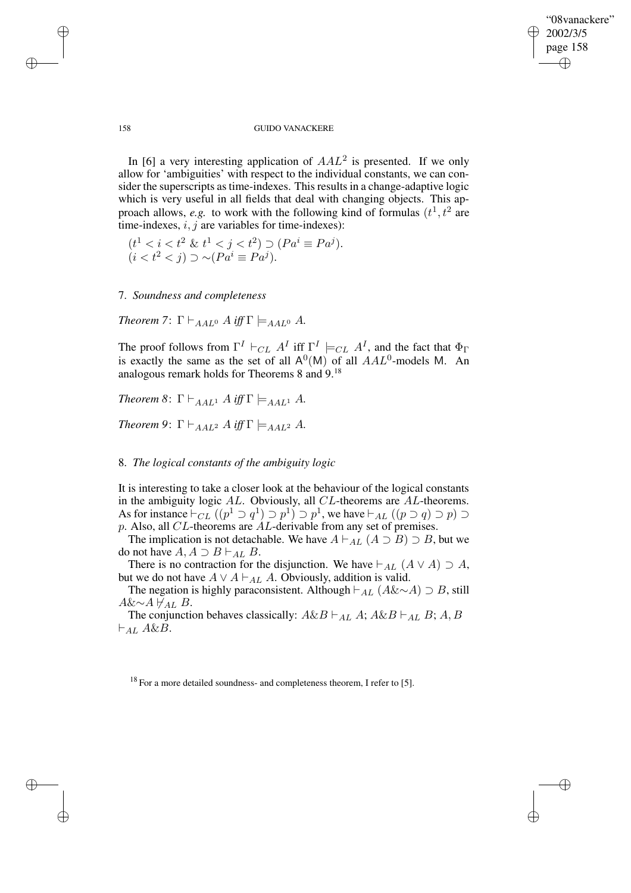In [6] a very interesting application of $AAL^2$ is presented. If we only allow for 'ambiguities' with respect to the individual constants, we can consider the superscripts as time-indexes. This results in a change-adaptive logic which is very useful in all fields that deal with changing objects. This approach allows, *e.g.* to work with the following kind of formulas ($t^1, t^2$ are time-indexes, $i, j$ are variables for time-indexes):

$(t^1 < i < t^2 \;\&\; t^1 < j < t^2) \supset (Pa^i \equiv Pa^j)$.
$(i < t^2 < j) \supset \sim(Pa^i \equiv Pa^j)$.

## 7. *Soundness and completeness*

*Theorem 7*: $\Gamma \vdash_{AAL^0} A$ *iff* $\Gamma \models_{AAL^0} A$.

The proof follows from $\Gamma^I \vdash_{CL} A^I$ iff $\Gamma^I \models_{CL} A^I$, and the fact that $\Phi_\Gamma$ is exactly the same as the set of all $\mathsf{A}^0(\mathsf{M})$ of all $AAL^0$-models $\mathsf{M}$. An analogous remark holds for Theorems 8 and 9.[18]

*Theorem 8*: $\Gamma \vdash_{AAL^1} A$ *iff* $\Gamma \models_{AAL^1} A$.

*Theorem 9*: $\Gamma \vdash_{AAL^2} A$ *iff* $\Gamma \models_{AAL^2} A$.

## 8. *The logical constants of the ambiguity logic*

It is interesting to take a closer look at the behaviour of the logical constants in the ambiguity logic $AL$. Obviously, all $CL$-theorems are $AL$-theorems. As for instance $\vdash_{CL} ((p^1 \supset q^1) \supset p^1) \supset p^1$, we have $\vdash_{AL} ((p \supset q) \supset p) \supset p$. Also, all $CL$-theorems are $AL$-derivable from any set of premises.

The implication is not detachable. We have $A \vdash_{AL} (A \supset B) \supset B$, but we do not have $A, A \supset B \vdash_{AL} B$.

There is no contraction for the disjunction. We have $\vdash_{AL} (A \vee A) \supset A$, but we do not have $A \vee A \vdash_{AL} A$. Obviously, addition is valid.

The negation is highly paraconsistent. Although $\vdash_{AL} (A \& \sim A) \supset B$, still $A \& \sim A \nvdash_{AL} B$.

The conjunction behaves classically: $A \& B \vdash_{AL} A$; $A \& B \vdash_{AL} B$; $A, B \vdash_{AL} A \& B$.

[18] For a more detailed soundness- and completeness theorem, I refer to [5].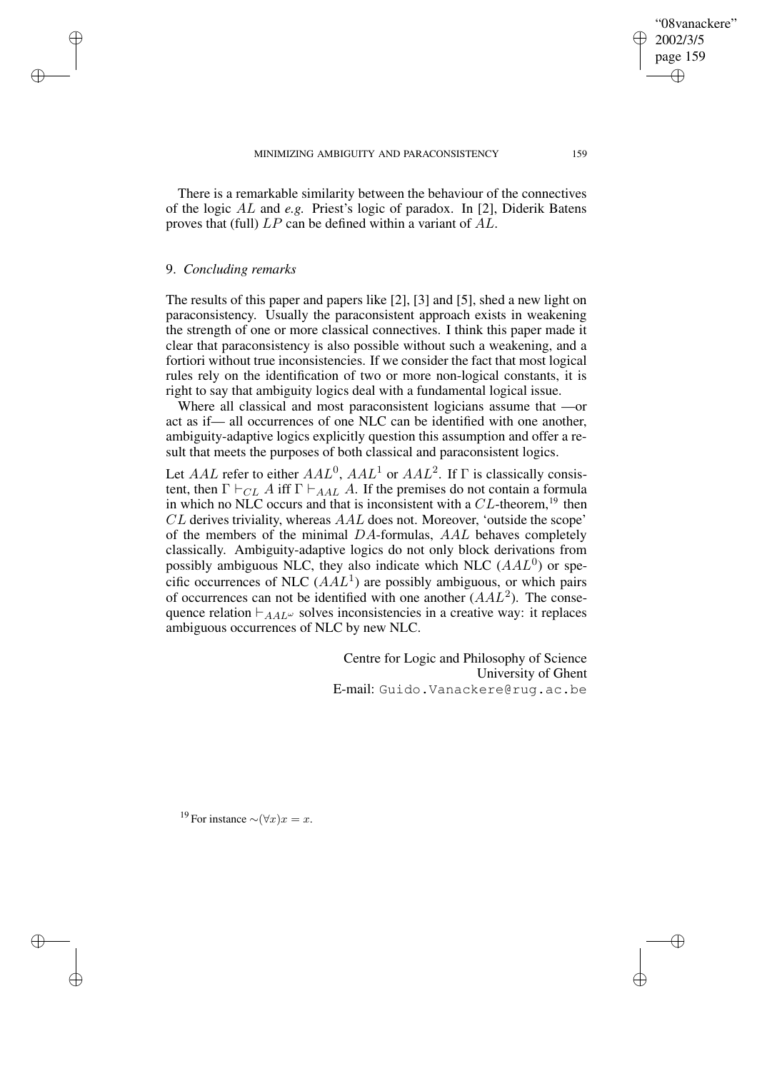There is a remarkable similarity between the behaviour of the connectives of the logic $AL$ and *e.g.* Priest's logic of paradox. In [2], Diderik Batens proves that (full) $LP$ can be defined within a variant of $AL$.

## 9. *Concluding remarks*

The results of this paper and papers like [2], [3] and [5], shed a new light on paraconsistency. Usually the paraconsistent approach exists in weakening the strength of one or more classical connectives. I think this paper made it clear that paraconsistency is also possible without such a weakening, and a fortiori without true inconsistencies. If we consider the fact that most logical rules rely on the identification of two or more non-logical constants, it is right to say that ambiguity logics deal with a fundamental logical issue.

Where all classical and most paraconsistent logicians assume that —or act as if— all occurrences of one NLC can be identified with one another, ambiguity-adaptive logics explicitly question this assumption and offer a result that meets the purposes of both classical and paraconsistent logics.

Let $AAL$ refer to either $AAL^0$, $AAL^1$ or $AAL^2$. If $\Gamma$ is classically consistent, then $\Gamma \vdash_{CL} A$ iff $\Gamma \vdash_{AAL} A$. If the premises do not contain a formula in which no NLC occurs and that is inconsistent with a $CL$-theorem,[19] then $CL$ derives triviality, whereas $AAL$ does not. Moreover, 'outside the scope' of the members of the minimal $DA$-formulas, $AAL$ behaves completely classically. Ambiguity-adaptive logics do not only block derivations from possibly ambiguous NLC, they also indicate which NLC ($AAL^0$) or specific occurrences of NLC ($AAL^1$) are possibly ambiguous, or which pairs of occurrences can not be identified with one another ($AAL^2$). The consequence relation $\vdash_{AAL^\omega}$ solves inconsistencies in a creative way: it replaces ambiguous occurrences of NLC by new NLC.

Centre for Logic and Philosophy of Science
University of Ghent
E-mail: Guido.Vanackere@rug.ac.be

[19] For instance $\sim(\forall x)x = x$.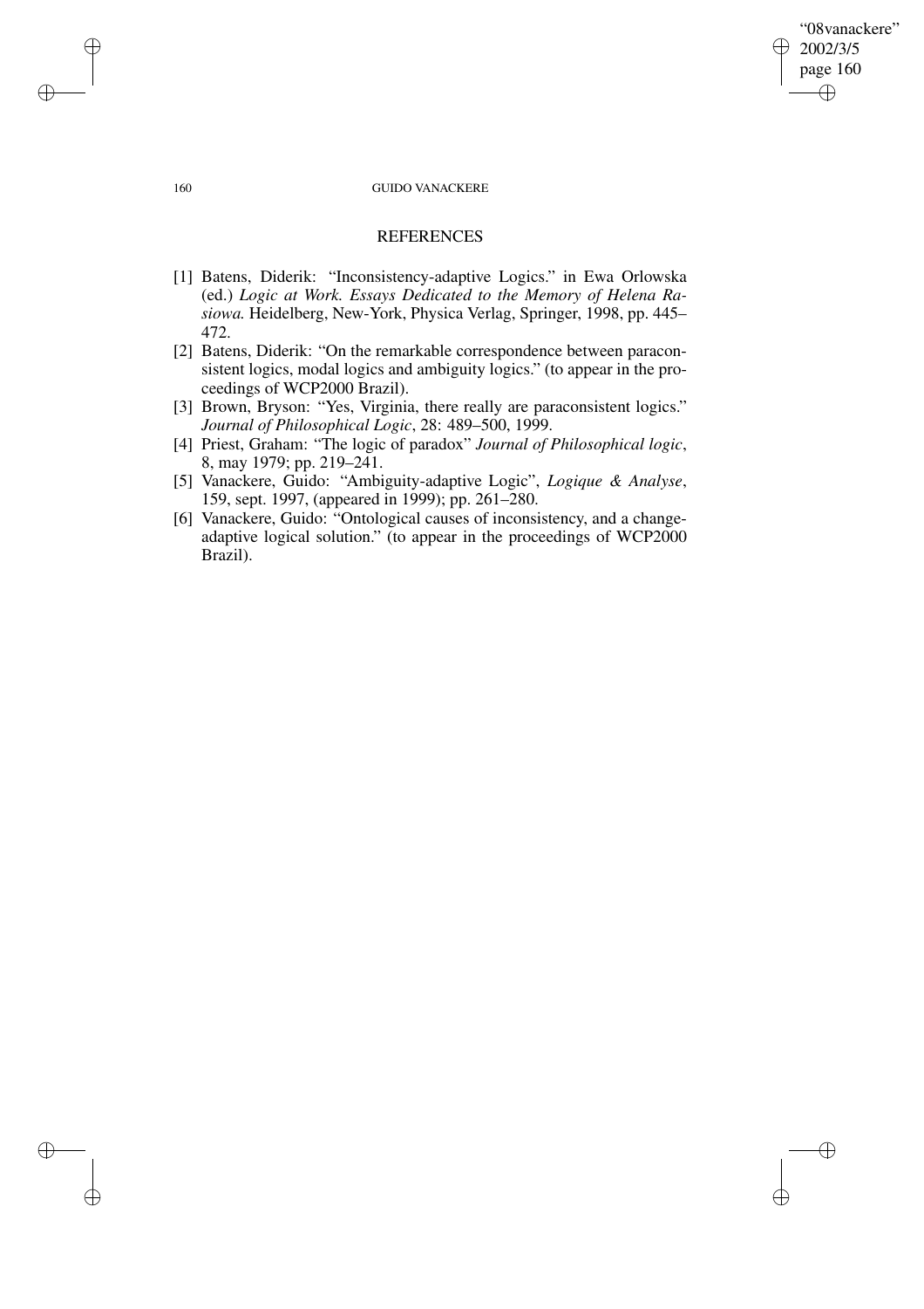## REFERENCES

[1] Batens, Diderik: "Inconsistency-adaptive Logics." in Ewa Orlowska (ed.) *Logic at Work. Essays Dedicated to the Memory of Helena Rasiowa.* Heidelberg, New-York, Physica Verlag, Springer, 1998, pp. 445–472.

[2] Batens, Diderik: "On the remarkable correspondence between paraconsistent logics, modal logics and ambiguity logics." (to appear in the proceedings of WCP2000 Brazil).

[3] Brown, Bryson: "Yes, Virginia, there really are paraconsistent logics." *Journal of Philosophical Logic*, 28: 489–500, 1999.

[4] Priest, Graham: "The logic of paradox" *Journal of Philosophical logic*, 8, may 1979; pp. 219–241.

[5] Vanackere, Guido: "Ambiguity-adaptive Logic", *Logique & Analyse*, 159, sept. 1997, (appeared in 1999); pp. 261–280.

[6] Vanackere, Guido: "Ontological causes of inconsistency, and a change-adaptive logical solution." (to appear in the proceedings of WCP2000 Brazil).